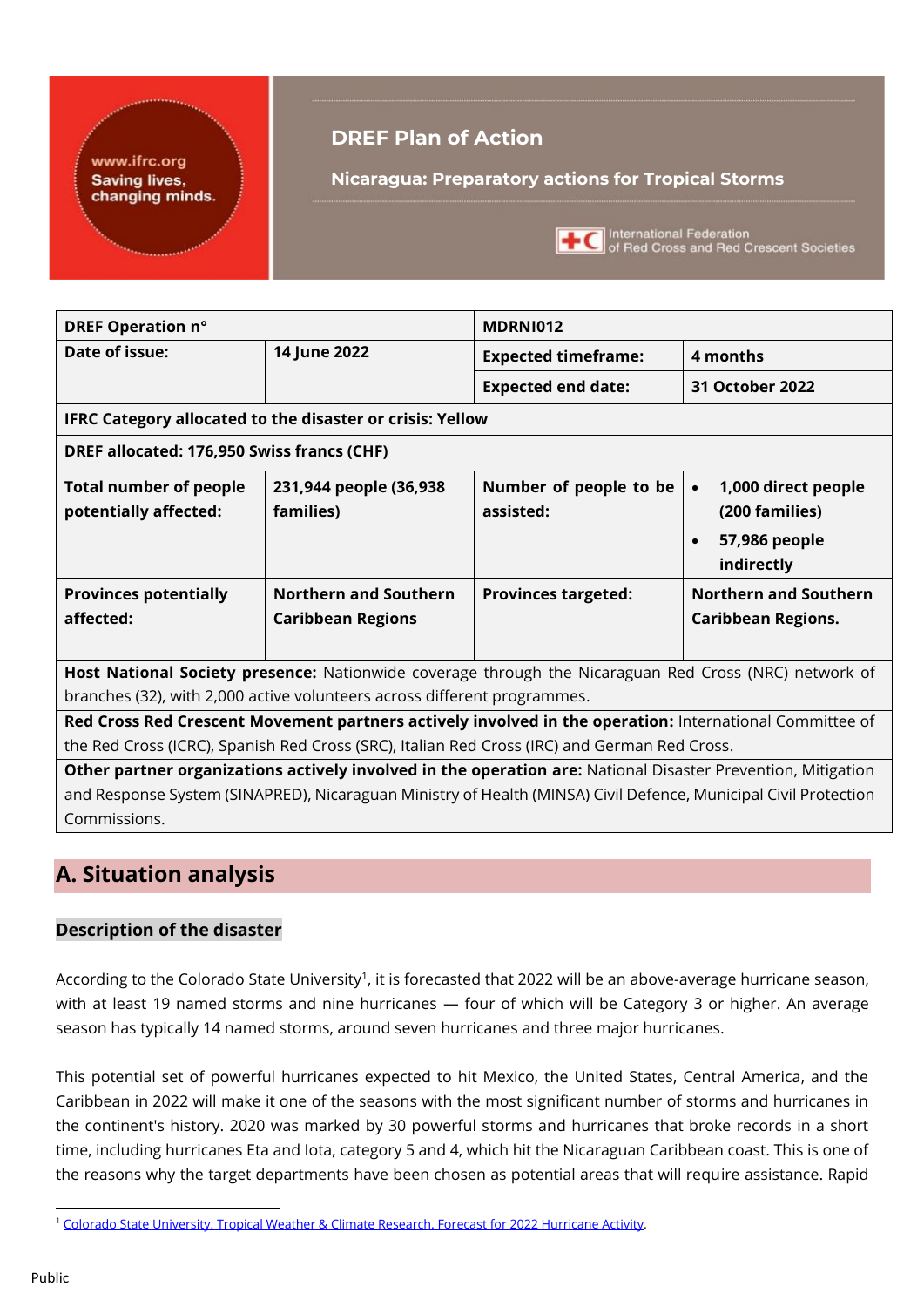# DREF Plan of Action

## Nicaragua: Preparatory actions for Tropical Storms

| DREF Operation n° | | MDRNI012 | |
|---|---|---|---|
| Date of issue: | 14 June 2022 | Expected timeframe: | 4 months |
| | | Expected end date: | 31 October 2022 |
| IFRC Category allocated to the disaster or crisis: Yellow | | | |
| DREF allocated: 176,950 Swiss francs (CHF) | | | |
| Total number of people potentially affected: | 231,944 people (36,938 families) | Number of people to be assisted: | • 1,000 direct people (200 families) • 57,986 people indirectly |
| Provinces potentially affected: | Northern and Southern Caribbean Regions | Provinces targeted: | Northern and Southern Caribbean Regions. |
| **Host National Society presence:** Nationwide coverage through the Nicaraguan Red Cross (NRC) network of branches (32), with 2,000 active volunteers across different programmes. | | | |
| **Red Cross Red Crescent Movement partners actively involved in the operation:** International Committee of the Red Cross (ICRC), Spanish Red Cross (SRC), Italian Red Cross (IRC) and German Red Cross. | | | |
| **Other partner organizations actively involved in the operation are:** National Disaster Prevention, Mitigation and Response System (SINAPRED), Nicaraguan Ministry of Health (MINSA) Civil Defence, Municipal Civil Protection Commissions. | | | |

# A. Situation analysis

## Description of the disaster

According to the Colorado State University[1], it is forecasted that 2022 will be an above-average hurricane season, with at least 19 named storms and nine hurricanes — four of which will be Category 3 or higher. An average season has typically 14 named storms, around seven hurricanes and three major hurricanes.

This potential set of powerful hurricanes expected to hit Mexico, the United States, Central America, and the Caribbean in 2022 will make it one of the seasons with the most significant number of storms and hurricanes in the continent's history. 2020 was marked by 30 powerful storms and hurricanes that broke records in a short time, including hurricanes Eta and Iota, category 5 and 4, which hit the Nicaraguan Caribbean coast. This is one of the reasons why the target departments have been chosen as potential areas that will require assistance. Rapid

[1] Colorado State University. Tropical Weather & Climate Research. Forecast for 2022 Hurricane Activity.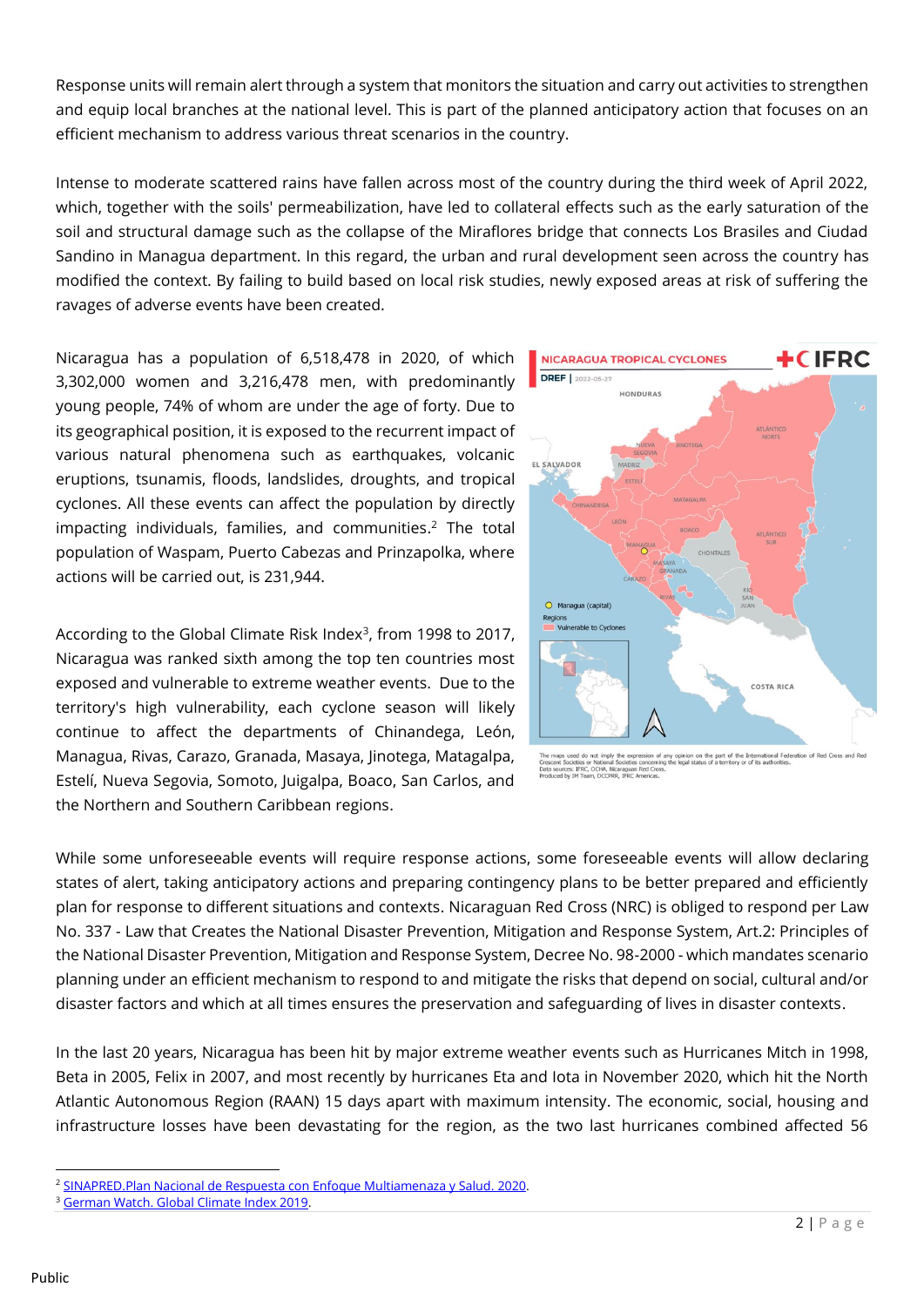Response units will remain alert through a system that monitors the situation and carry out activities to strengthen and equip local branches at the national level. This is part of the planned anticipatory action that focuses on an efficient mechanism to address various threat scenarios in the country.

Intense to moderate scattered rains have fallen across most of the country during the third week of April 2022, which, together with the soils' permeabilization, have led to collateral effects such as the early saturation of the soil and structural damage such as the collapse of the Miraflores bridge that connects Los Brasiles and Ciudad Sandino in Managua department. In this regard, the urban and rural development seen across the country has modified the context. By failing to build based on local risk studies, newly exposed areas at risk of suffering the ravages of adverse events have been created.

Nicaragua has a population of 6,518,478 in 2020, of which 3,302,000 women and 3,216,478 men, with predominantly young people, 74% of whom are under the age of forty. Due to its geographical position, it is exposed to the recurrent impact of various natural phenomena such as earthquakes, volcanic eruptions, tsunamis, floods, landslides, droughts, and tropical cyclones. All these events can affect the population by directly impacting individuals, families, and communities.[2] The total population of Waspam, Puerto Cabezas and Prinzapolka, where actions will be carried out, is 231,944.

According to the Global Climate Risk Index[3], from 1998 to 2017, Nicaragua was ranked sixth among the top ten countries most exposed and vulnerable to extreme weather events. Due to the territory's high vulnerability, each cyclone season will likely continue to affect the departments of Chinandega, León, Managua, Rivas, Carazo, Granada, Masaya, Jinotega, Matagalpa, Estelí, Nueva Segovia, Somoto, Juigalpa, Boaco, San Carlos, and the Northern and Southern Caribbean regions.

NICARAGUA TROPICAL CYCLONES — DREF | 2022-05-27

The maps used do not imply the expression of any opinion on the part of the International Federation of Red Cross and Red Crescent Societies or National Societies concerning the legal status of a territory or of its authorities.
Data sources: IFRC, OCHA, Nicaraguan Red Cross.
Produced by IM Team, DCCPRR, IFRC Americas.

While some unforeseeable events will require response actions, some foreseeable events will allow declaring states of alert, taking anticipatory actions and preparing contingency plans to be better prepared and efficiently plan for response to different situations and contexts. Nicaraguan Red Cross (NRC) is obliged to respond per Law No. 337 - Law that Creates the National Disaster Prevention, Mitigation and Response System, Art.2: Principles of the National Disaster Prevention, Mitigation and Response System, Decree No. 98-2000 - which mandates scenario planning under an efficient mechanism to respond to and mitigate the risks that depend on social, cultural and/or disaster factors and which at all times ensures the preservation and safeguarding of lives in disaster contexts.

In the last 20 years, Nicaragua has been hit by major extreme weather events such as Hurricanes Mitch in 1998, Beta in 2005, Felix in 2007, and most recently by hurricanes Eta and Iota in November 2020, which hit the North Atlantic Autonomous Region (RAAN) 15 days apart with maximum intensity. The economic, social, housing and infrastructure losses have been devastating for the region, as the two last hurricanes combined affected 56

---

[2] SINAPRED.Plan Nacional de Respuesta con Enfoque Multiamenaza y Salud. 2020.

[3] German Watch. Global Climate Index 2019.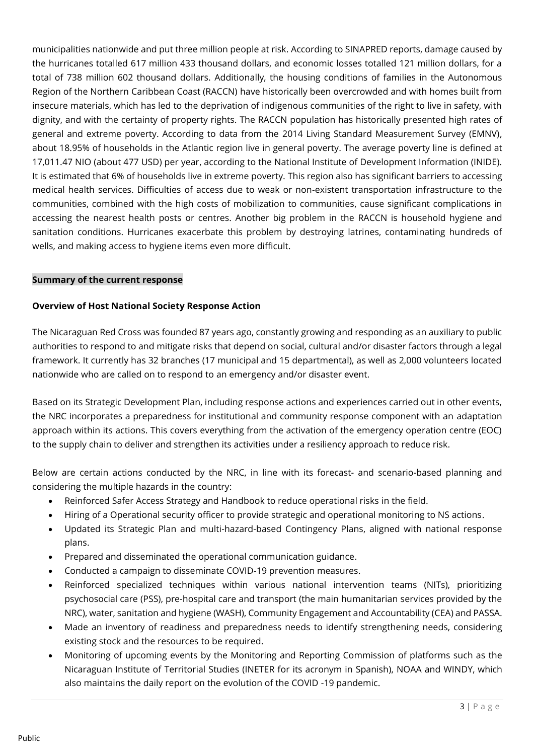municipalities nationwide and put three million people at risk. According to SINAPRED reports, damage caused by the hurricanes totalled 617 million 433 thousand dollars, and economic losses totalled 121 million dollars, for a total of 738 million 602 thousand dollars. Additionally, the housing conditions of families in the Autonomous Region of the Northern Caribbean Coast (RACCN) have historically been overcrowded and with homes built from insecure materials, which has led to the deprivation of indigenous communities of the right to live in safety, with dignity, and with the certainty of property rights. The RACCN population has historically presented high rates of general and extreme poverty. According to data from the 2014 Living Standard Measurement Survey (EMNV), about 18.95% of households in the Atlantic region live in general poverty. The average poverty line is defined at 17,011.47 NIO (about 477 USD) per year, according to the National Institute of Development Information (INIDE). It is estimated that 6% of households live in extreme poverty. This region also has significant barriers to accessing medical health services. Difficulties of access due to weak or non-existent transportation infrastructure to the communities, combined with the high costs of mobilization to communities, cause significant complications in accessing the nearest health posts or centres. Another big problem in the RACCN is household hygiene and sanitation conditions. Hurricanes exacerbate this problem by destroying latrines, contaminating hundreds of wells, and making access to hygiene items even more difficult.

**Summary of the current response**

**Overview of Host National Society Response Action**

The Nicaraguan Red Cross was founded 87 years ago, constantly growing and responding as an auxiliary to public authorities to respond to and mitigate risks that depend on social, cultural and/or disaster factors through a legal framework. It currently has 32 branches (17 municipal and 15 departmental), as well as 2,000 volunteers located nationwide who are called on to respond to an emergency and/or disaster event.

Based on its Strategic Development Plan, including response actions and experiences carried out in other events, the NRC incorporates a preparedness for institutional and community response component with an adaptation approach within its actions. This covers everything from the activation of the emergency operation centre (EOC) to the supply chain to deliver and strengthen its activities under a resiliency approach to reduce risk.

Below are certain actions conducted by the NRC, in line with its forecast- and scenario-based planning and considering the multiple hazards in the country:

- Reinforced Safer Access Strategy and Handbook to reduce operational risks in the field.
- Hiring of a Operational security officer to provide strategic and operational monitoring to NS actions.
- Updated its Strategic Plan and multi-hazard-based Contingency Plans, aligned with national response plans.
- Prepared and disseminated the operational communication guidance.
- Conducted a campaign to disseminate COVID-19 prevention measures.
- Reinforced specialized techniques within various national intervention teams (NITs), prioritizing psychosocial care (PSS), pre-hospital care and transport (the main humanitarian services provided by the NRC), water, sanitation and hygiene (WASH), Community Engagement and Accountability (CEA) and PASSA.
- Made an inventory of readiness and preparedness needs to identify strengthening needs, considering existing stock and the resources to be required.
- Monitoring of upcoming events by the Monitoring and Reporting Commission of platforms such as the Nicaraguan Institute of Territorial Studies (INETER for its acronym in Spanish), NOAA and WINDY, which also maintains the daily report on the evolution of the COVID -19 pandemic.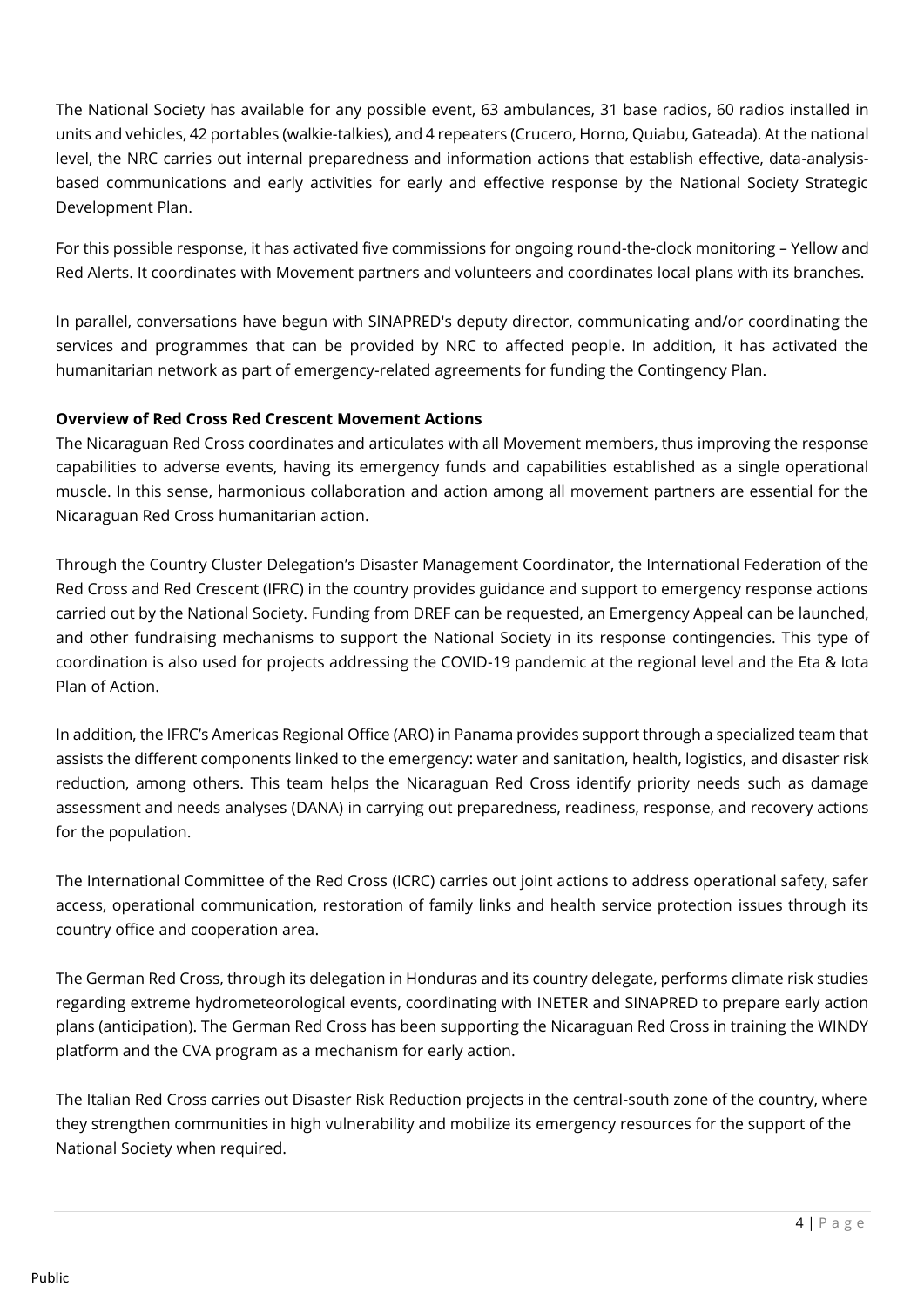The National Society has available for any possible event, 63 ambulances, 31 base radios, 60 radios installed in units and vehicles, 42 portables (walkie-talkies), and 4 repeaters (Crucero, Horno, Quiabu, Gateada). At the national level, the NRC carries out internal preparedness and information actions that establish effective, data-analysis-based communications and early activities for early and effective response by the National Society Strategic Development Plan.

For this possible response, it has activated five commissions for ongoing round-the-clock monitoring – Yellow and Red Alerts. It coordinates with Movement partners and volunteers and coordinates local plans with its branches.

In parallel, conversations have begun with SINAPRED's deputy director, communicating and/or coordinating the services and programmes that can be provided by NRC to affected people. In addition, it has activated the humanitarian network as part of emergency-related agreements for funding the Contingency Plan.

**Overview of Red Cross Red Crescent Movement Actions**

The Nicaraguan Red Cross coordinates and articulates with all Movement members, thus improving the response capabilities to adverse events, having its emergency funds and capabilities established as a single operational muscle. In this sense, harmonious collaboration and action among all movement partners are essential for the Nicaraguan Red Cross humanitarian action.

Through the Country Cluster Delegation's Disaster Management Coordinator, the International Federation of the Red Cross and Red Crescent (IFRC) in the country provides guidance and support to emergency response actions carried out by the National Society. Funding from DREF can be requested, an Emergency Appeal can be launched, and other fundraising mechanisms to support the National Society in its response contingencies. This type of coordination is also used for projects addressing the COVID-19 pandemic at the regional level and the Eta & Iota Plan of Action.

In addition, the IFRC's Americas Regional Office (ARO) in Panama provides support through a specialized team that assists the different components linked to the emergency: water and sanitation, health, logistics, and disaster risk reduction, among others. This team helps the Nicaraguan Red Cross identify priority needs such as damage assessment and needs analyses (DANA) in carrying out preparedness, readiness, response, and recovery actions for the population.

The International Committee of the Red Cross (ICRC) carries out joint actions to address operational safety, safer access, operational communication, restoration of family links and health service protection issues through its country office and cooperation area.

The German Red Cross, through its delegation in Honduras and its country delegate, performs climate risk studies regarding extreme hydrometeorological events, coordinating with INETER and SINAPRED to prepare early action plans (anticipation). The German Red Cross has been supporting the Nicaraguan Red Cross in training the WINDY platform and the CVA program as a mechanism for early action.

The Italian Red Cross carries out Disaster Risk Reduction projects in the central-south zone of the country, where they strengthen communities in high vulnerability and mobilize its emergency resources for the support of the National Society when required.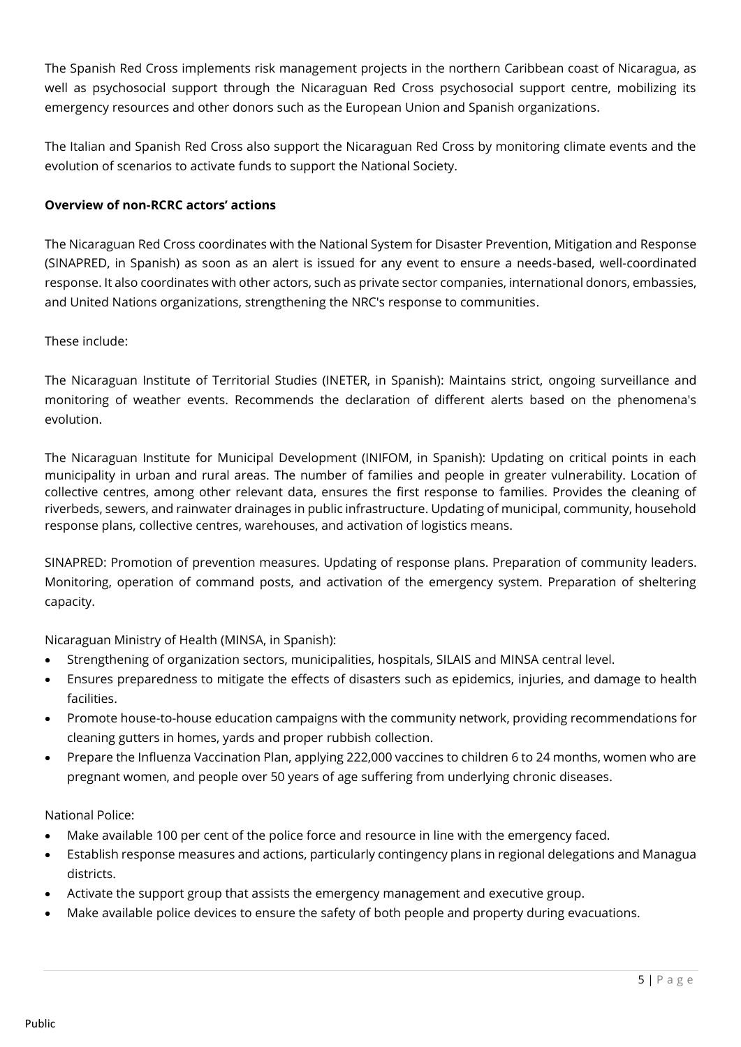The Spanish Red Cross implements risk management projects in the northern Caribbean coast of Nicaragua, as well as psychosocial support through the Nicaraguan Red Cross psychosocial support centre, mobilizing its emergency resources and other donors such as the European Union and Spanish organizations.

The Italian and Spanish Red Cross also support the Nicaraguan Red Cross by monitoring climate events and the evolution of scenarios to activate funds to support the National Society.

**Overview of non-RCRC actors' actions**

The Nicaraguan Red Cross coordinates with the National System for Disaster Prevention, Mitigation and Response (SINAPRED, in Spanish) as soon as an alert is issued for any event to ensure a needs-based, well-coordinated response. It also coordinates with other actors, such as private sector companies, international donors, embassies, and United Nations organizations, strengthening the NRC's response to communities.

These include:

The Nicaraguan Institute of Territorial Studies (INETER, in Spanish): Maintains strict, ongoing surveillance and monitoring of weather events. Recommends the declaration of different alerts based on the phenomena's evolution.

The Nicaraguan Institute for Municipal Development (INIFOM, in Spanish): Updating on critical points in each municipality in urban and rural areas. The number of families and people in greater vulnerability. Location of collective centres, among other relevant data, ensures the first response to families. Provides the cleaning of riverbeds, sewers, and rainwater drainages in public infrastructure. Updating of municipal, community, household response plans, collective centres, warehouses, and activation of logistics means.

SINAPRED: Promotion of prevention measures. Updating of response plans. Preparation of community leaders. Monitoring, operation of command posts, and activation of the emergency system. Preparation of sheltering capacity.

Nicaraguan Ministry of Health (MINSA, in Spanish):

- Strengthening of organization sectors, municipalities, hospitals, SILAIS and MINSA central level.
- Ensures preparedness to mitigate the effects of disasters such as epidemics, injuries, and damage to health facilities.
- Promote house-to-house education campaigns with the community network, providing recommendations for cleaning gutters in homes, yards and proper rubbish collection.
- Prepare the Influenza Vaccination Plan, applying 222,000 vaccines to children 6 to 24 months, women who are pregnant women, and people over 50 years of age suffering from underlying chronic diseases.

National Police:

- Make available 100 per cent of the police force and resource in line with the emergency faced.
- Establish response measures and actions, particularly contingency plans in regional delegations and Managua districts.
- Activate the support group that assists the emergency management and executive group.
- Make available police devices to ensure the safety of both people and property during evacuations.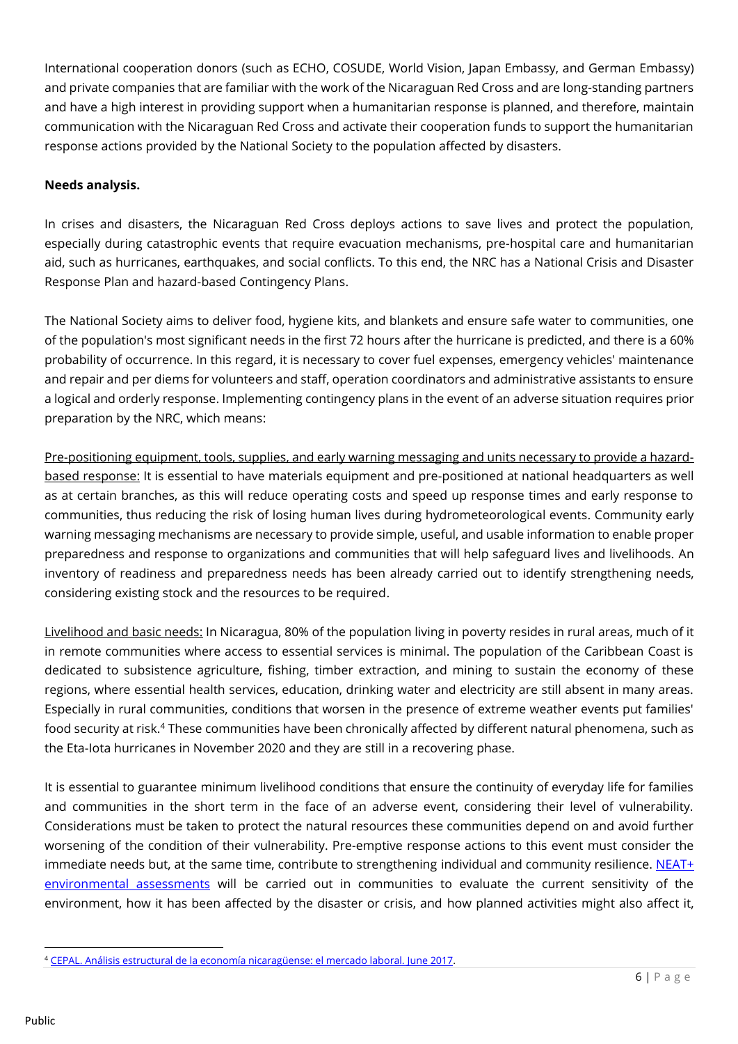International cooperation donors (such as ECHO, COSUDE, World Vision, Japan Embassy, and German Embassy) and private companies that are familiar with the work of the Nicaraguan Red Cross and are long-standing partners and have a high interest in providing support when a humanitarian response is planned, and therefore, maintain communication with the Nicaraguan Red Cross and activate their cooperation funds to support the humanitarian response actions provided by the National Society to the population affected by disasters.

**Needs analysis.**

In crises and disasters, the Nicaraguan Red Cross deploys actions to save lives and protect the population, especially during catastrophic events that require evacuation mechanisms, pre-hospital care and humanitarian aid, such as hurricanes, earthquakes, and social conflicts. To this end, the NRC has a National Crisis and Disaster Response Plan and hazard-based Contingency Plans.

The National Society aims to deliver food, hygiene kits, and blankets and ensure safe water to communities, one of the population's most significant needs in the first 72 hours after the hurricane is predicted, and there is a 60% probability of occurrence. In this regard, it is necessary to cover fuel expenses, emergency vehicles' maintenance and repair and per diems for volunteers and staff, operation coordinators and administrative assistants to ensure a logical and orderly response. Implementing contingency plans in the event of an adverse situation requires prior preparation by the NRC, which means:

Pre-positioning equipment, tools, supplies, and early warning messaging and units necessary to provide a hazard-based response: It is essential to have materials equipment and pre-positioned at national headquarters as well as at certain branches, as this will reduce operating costs and speed up response times and early response to communities, thus reducing the risk of losing human lives during hydrometeorological events. Community early warning messaging mechanisms are necessary to provide simple, useful, and usable information to enable proper preparedness and response to organizations and communities that will help safeguard lives and livelihoods. An inventory of readiness and preparedness needs has been already carried out to identify strengthening needs, considering existing stock and the resources to be required.

Livelihood and basic needs: In Nicaragua, 80% of the population living in poverty resides in rural areas, much of it in remote communities where access to essential services is minimal. The population of the Caribbean Coast is dedicated to subsistence agriculture, fishing, timber extraction, and mining to sustain the economy of these regions, where essential health services, education, drinking water and electricity are still absent in many areas. Especially in rural communities, conditions that worsen in the presence of extreme weather events put families' food security at risk.[4] These communities have been chronically affected by different natural phenomena, such as the Eta-Iota hurricanes in November 2020 and they are still in a recovering phase.

It is essential to guarantee minimum livelihood conditions that ensure the continuity of everyday life for families and communities in the short term in the face of an adverse event, considering their level of vulnerability. Considerations must be taken to protect the natural resources these communities depend on and avoid further worsening of the condition of their vulnerability. Pre-emptive response actions to this event must consider the immediate needs but, at the same time, contribute to strengthening individual and community resilience. NEAT+ environmental assessments will be carried out in communities to evaluate the current sensitivity of the environment, how it has been affected by the disaster or crisis, and how planned activities might also affect it,

[4] CEPAL. Análisis estructural de la economía nicaragüense: el mercado laboral. June 2017.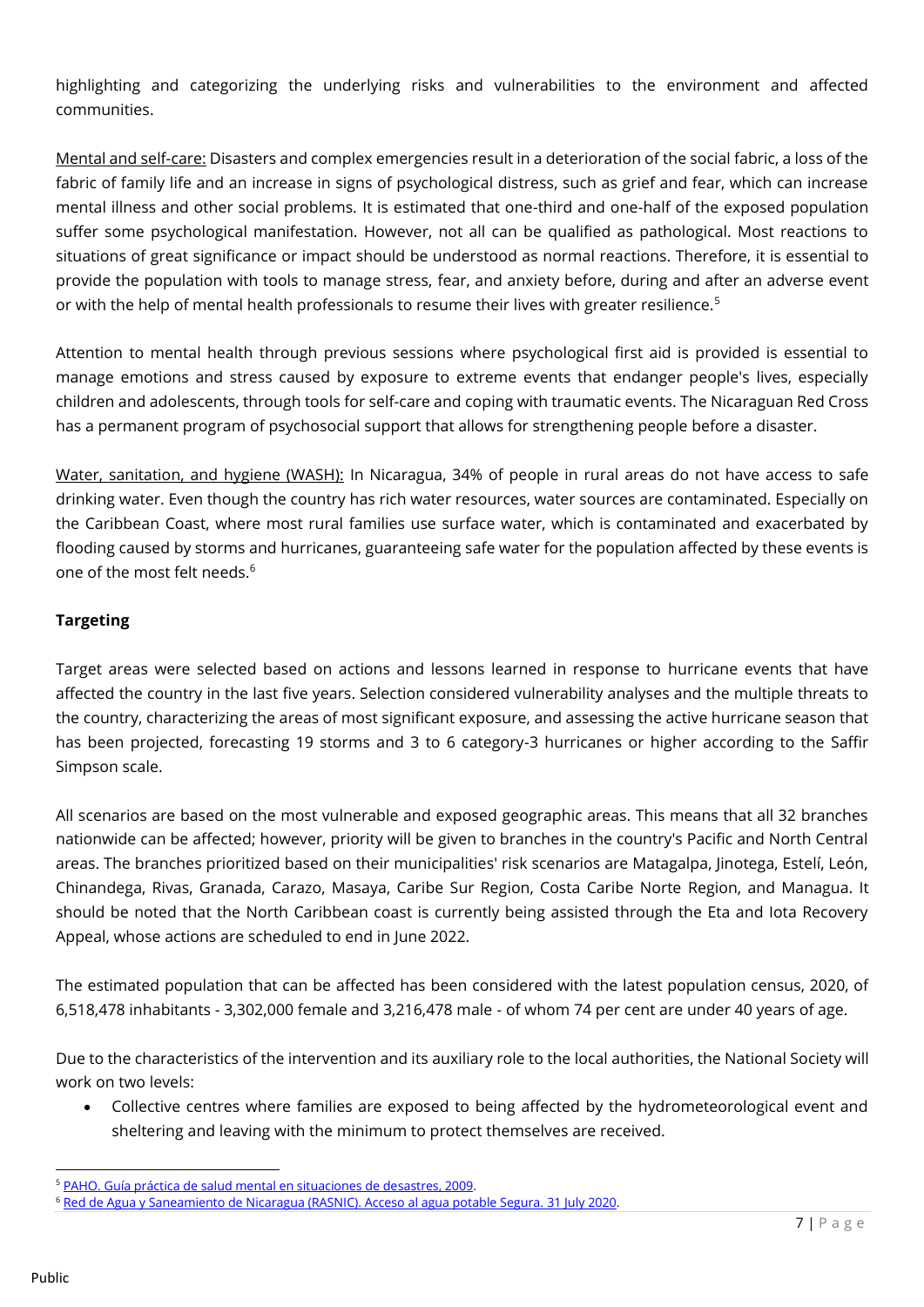highlighting and categorizing the underlying risks and vulnerabilities to the environment and affected communities.

Mental and self-care: Disasters and complex emergencies result in a deterioration of the social fabric, a loss of the fabric of family life and an increase in signs of psychological distress, such as grief and fear, which can increase mental illness and other social problems. It is estimated that one-third and one-half of the exposed population suffer some psychological manifestation. However, not all can be qualified as pathological. Most reactions to situations of great significance or impact should be understood as normal reactions. Therefore, it is essential to provide the population with tools to manage stress, fear, and anxiety before, during and after an adverse event or with the help of mental health professionals to resume their lives with greater resilience.[5]

Attention to mental health through previous sessions where psychological first aid is provided is essential to manage emotions and stress caused by exposure to extreme events that endanger people's lives, especially children and adolescents, through tools for self-care and coping with traumatic events. The Nicaraguan Red Cross has a permanent program of psychosocial support that allows for strengthening people before a disaster.

Water, sanitation, and hygiene (WASH): In Nicaragua, 34% of people in rural areas do not have access to safe drinking water. Even though the country has rich water resources, water sources are contaminated. Especially on the Caribbean Coast, where most rural families use surface water, which is contaminated and exacerbated by flooding caused by storms and hurricanes, guaranteeing safe water for the population affected by these events is one of the most felt needs.[6]

**Targeting**

Target areas were selected based on actions and lessons learned in response to hurricane events that have affected the country in the last five years. Selection considered vulnerability analyses and the multiple threats to the country, characterizing the areas of most significant exposure, and assessing the active hurricane season that has been projected, forecasting 19 storms and 3 to 6 category-3 hurricanes or higher according to the Saffir Simpson scale.

All scenarios are based on the most vulnerable and exposed geographic areas. This means that all 32 branches nationwide can be affected; however, priority will be given to branches in the country's Pacific and North Central areas. The branches prioritized based on their municipalities' risk scenarios are Matagalpa, Jinotega, Estelí, León, Chinandega, Rivas, Granada, Carazo, Masaya, Caribe Sur Region, Costa Caribe Norte Region, and Managua. It should be noted that the North Caribbean coast is currently being assisted through the Eta and Iota Recovery Appeal, whose actions are scheduled to end in June 2022.

The estimated population that can be affected has been considered with the latest population census, 2020, of 6,518,478 inhabitants - 3,302,000 female and 3,216,478 male - of whom 74 per cent are under 40 years of age.

Due to the characteristics of the intervention and its auxiliary role to the local authorities, the National Society will work on two levels:

- Collective centres where families are exposed to being affected by the hydrometeorological event and sheltering and leaving with the minimum to protect themselves are received.

[5] PAHO. Guía práctica de salud mental en situaciones de desastres, 2009.

[6] Red de Agua y Saneamiento de Nicaragua (RASNIC). Acceso al agua potable Segura. 31 July 2020.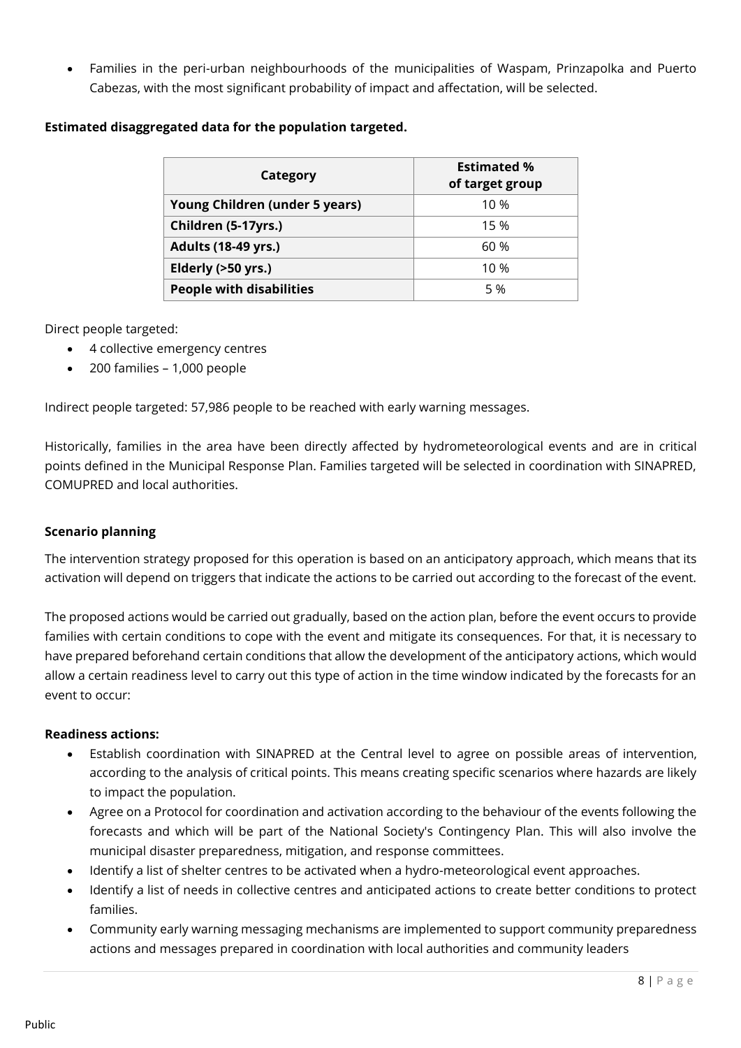- Families in the peri-urban neighbourhoods of the municipalities of Waspam, Prinzapolka and Puerto Cabezas, with the most significant probability of impact and affectation, will be selected.

**Estimated disaggregated data for the population targeted.**

| Category | Estimated % of target group |
|---|---|
| **Young Children (under 5 years)** | 10 % |
| **Children (5-17yrs.)** | 15 % |
| **Adults (18-49 yrs.)** | 60 % |
| **Elderly (>50 yrs.)** | 10 % |
| **People with disabilities** | 5 % |

Direct people targeted:

- 4 collective emergency centres
- 200 families – 1,000 people

Indirect people targeted: 57,986 people to be reached with early warning messages.

Historically, families in the area have been directly affected by hydrometeorological events and are in critical points defined in the Municipal Response Plan. Families targeted will be selected in coordination with SINAPRED, COMUPRED and local authorities.

**Scenario planning**

The intervention strategy proposed for this operation is based on an anticipatory approach, which means that its activation will depend on triggers that indicate the actions to be carried out according to the forecast of the event.

The proposed actions would be carried out gradually, based on the action plan, before the event occurs to provide families with certain conditions to cope with the event and mitigate its consequences. For that, it is necessary to have prepared beforehand certain conditions that allow the development of the anticipatory actions, which would allow a certain readiness level to carry out this type of action in the time window indicated by the forecasts for an event to occur:

**Readiness actions:**

- Establish coordination with SINAPRED at the Central level to agree on possible areas of intervention, according to the analysis of critical points. This means creating specific scenarios where hazards are likely to impact the population.
- Agree on a Protocol for coordination and activation according to the behaviour of the events following the forecasts and which will be part of the National Society's Contingency Plan. This will also involve the municipal disaster preparedness, mitigation, and response committees.
- Identify a list of shelter centres to be activated when a hydro-meteorological event approaches.
- Identify a list of needs in collective centres and anticipated actions to create better conditions to protect families.
- Community early warning messaging mechanisms are implemented to support community preparedness actions and messages prepared in coordination with local authorities and community leaders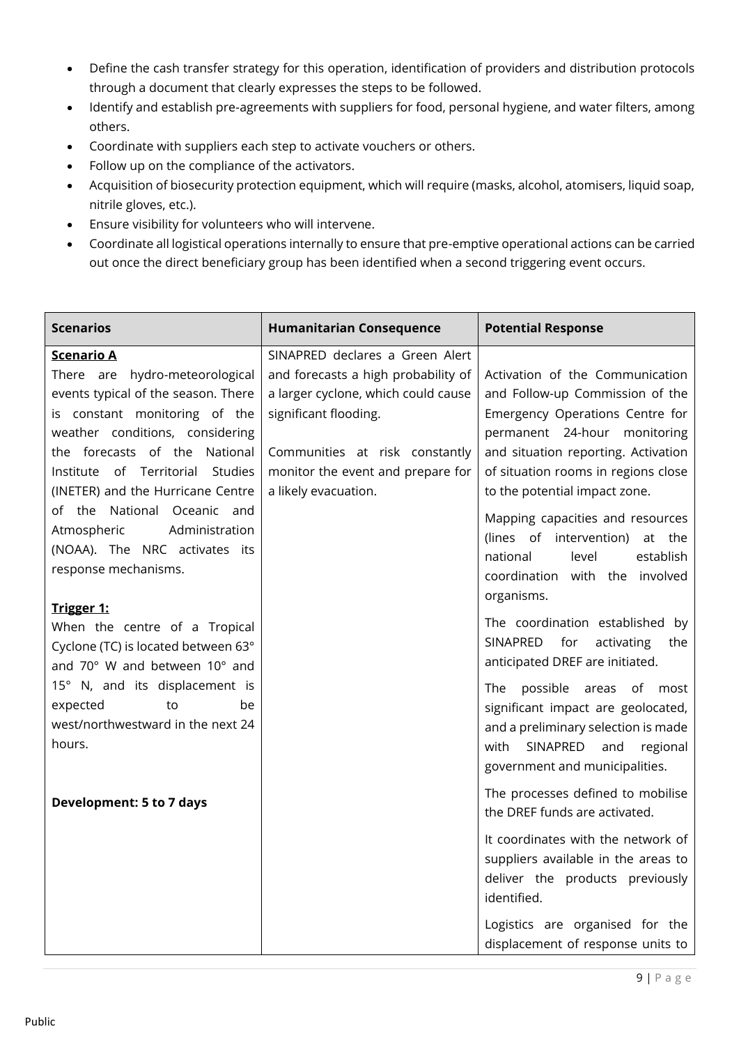- Define the cash transfer strategy for this operation, identification of providers and distribution protocols through a document that clearly expresses the steps to be followed.
- Identify and establish pre-agreements with suppliers for food, personal hygiene, and water filters, among others.
- Coordinate with suppliers each step to activate vouchers or others.
- Follow up on the compliance of the activators.
- Acquisition of biosecurity protection equipment, which will require (masks, alcohol, atomisers, liquid soap, nitrile gloves, etc.).
- Ensure visibility for volunteers who will intervene.
- Coordinate all logistical operations internally to ensure that pre-emptive operational actions can be carried out once the direct beneficiary group has been identified when a second triggering event occurs.

| Scenarios | Humanitarian Consequence | Potential Response |
|---|---|---|
| **Scenario A**<br>There are hydro-meteorological events typical of the season. There is constant monitoring of the weather conditions, considering the forecasts of the National Institute of Territorial Studies (INETER) and the Hurricane Centre of the National Oceanic and Atmospheric Administration (NOAA). The NRC activates its response mechanisms.<br><br>**Trigger 1:**<br>When the centre of a Tropical Cyclone (TC) is located between 63° and 70° W and between 10° and 15° N, and its displacement is expected to be west/northwestward in the next 24 hours.<br><br>**Development: 5 to 7 days** | SINAPRED declares a Green Alert and forecasts a high probability of a larger cyclone, which could cause significant flooding.<br><br>Communities at risk constantly monitor the event and prepare for a likely evacuation. | Activation of the Communication and Follow-up Commission of the Emergency Operations Centre for permanent 24-hour monitoring and situation reporting. Activation of situation rooms in regions close to the potential impact zone.<br><br>Mapping capacities and resources (lines of intervention) at the national level establish coordination with the involved organisms.<br><br>The coordination established by SINAPRED for activating the anticipated DREF are initiated.<br><br>The possible areas of most significant impact are geolocated, and a preliminary selection is made with SINAPRED and regional government and municipalities.<br><br>The processes defined to mobilise the DREF funds are activated.<br><br>It coordinates with the network of suppliers available in the areas to deliver the products previously identified.<br><br>Logistics are organised for the displacement of response units to |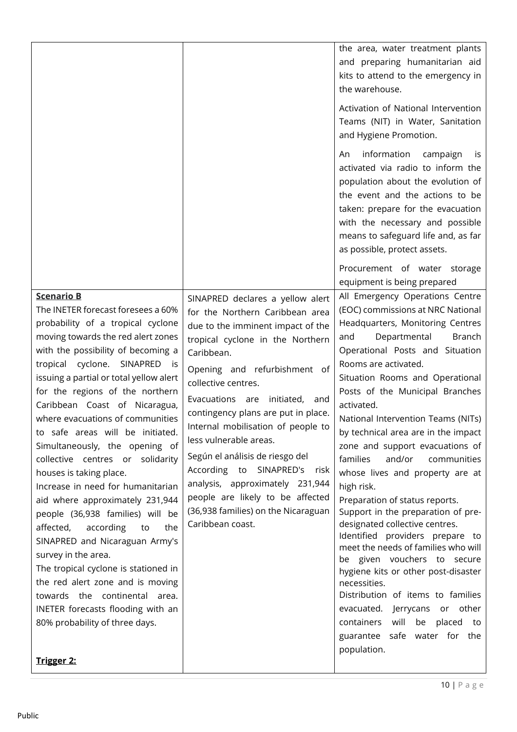| | | |
|---|---|---|
| | | the area, water treatment plants and preparing humanitarian aid kits to attend to the emergency in the warehouse.<br><br>Activation of National Intervention Teams (NIT) in Water, Sanitation and Hygiene Promotion.<br><br>An information campaign is activated via radio to inform the population about the evolution of the event and the actions to be taken: prepare for the evacuation with the necessary and possible means to safeguard life and, as far as possible, protect assets.<br><br>Procurement of water storage equipment is being prepared |
| **Scenario B**<br>The INETER forecast foresees a 60% probability of a tropical cyclone moving towards the red alert zones with the possibility of becoming a tropical cyclone. SINAPRED is issuing a partial or total yellow alert for the regions of the northern Caribbean Coast of Nicaragua, where evacuations of communities to safe areas will be initiated. Simultaneously, the opening of collective centres or solidarity houses is taking place.<br>Increase in need for humanitarian aid where approximately 231,944 people (36,938 families) will be affected, according to the SINAPRED and Nicaraguan Army's survey in the area.<br>The tropical cyclone is stationed in the red alert zone and is moving towards the continental area. INETER forecasts flooding with an 80% probability of three days.<br><br>**Trigger 2:** | SINAPRED declares a yellow alert for the Northern Caribbean area due to the imminent impact of the tropical cyclone in the Northern Caribbean.<br><br>Opening and refurbishment of collective centres.<br><br>Evacuations are initiated, and contingency plans are put in place. Internal mobilisation of people to less vulnerable areas.<br><br>Según el análisis de riesgo del According to SINAPRED's risk analysis, approximately 231,944 people are likely to be affected (36,938 families) on the Nicaraguan Caribbean coast. | All Emergency Operations Centre (EOC) commissions at NRC National Headquarters, Monitoring Centres and Departmental Branch Operational Posts and Situation Rooms are activated.<br>Situation Rooms and Operational Posts of the Municipal Branches activated.<br>National Intervention Teams (NITs) by technical area are in the impact zone and support evacuations of families and/or communities whose lives and property are at high risk.<br>Preparation of status reports.<br>Support in the preparation of pre-designated collective centres.<br>Identified providers prepare to meet the needs of families who will be given vouchers to secure hygiene kits or other post-disaster necessities.<br>Distribution of items to families evacuated. Jerrycans or other containers will be placed to guarantee safe water for the population. |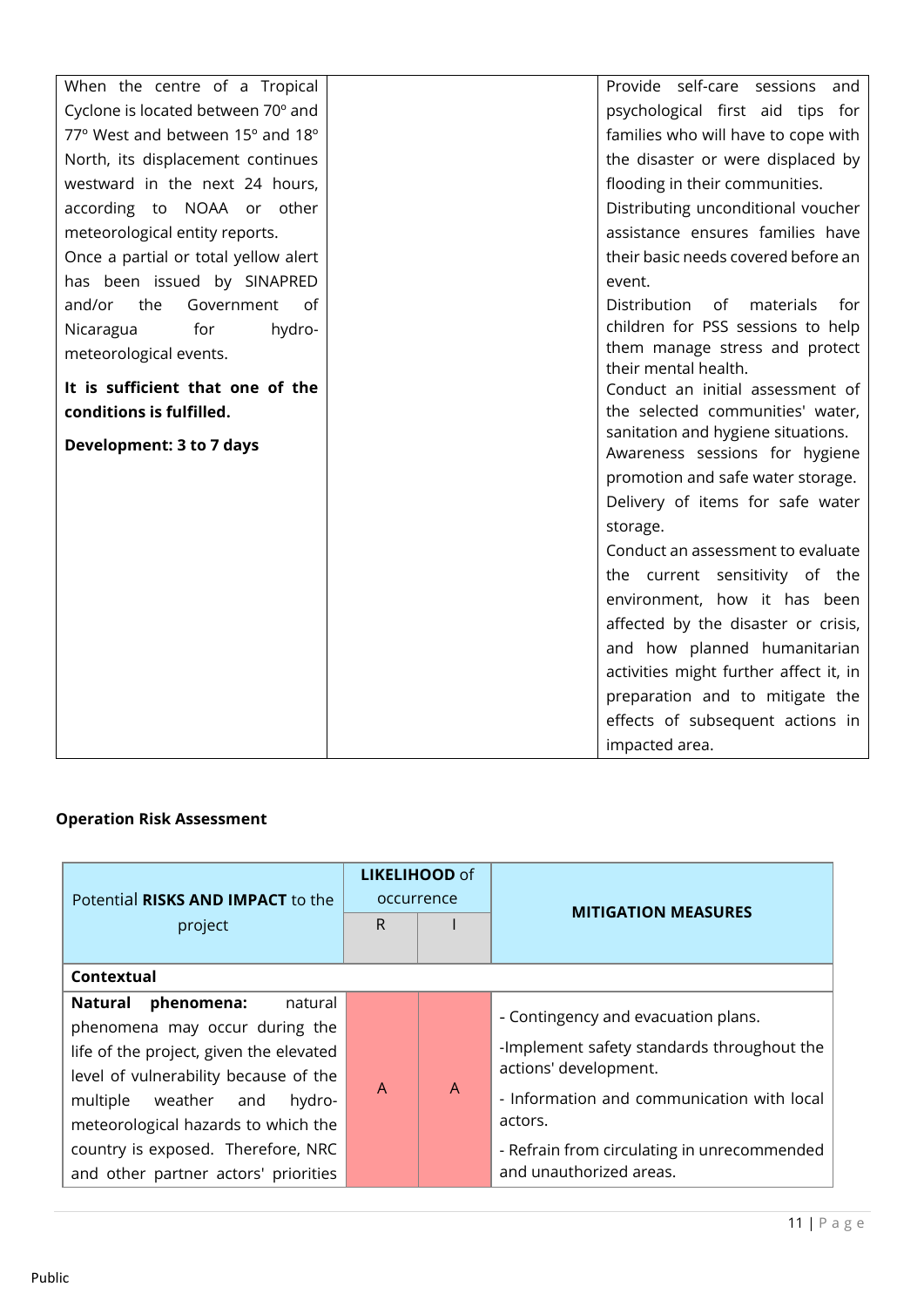| | | |
|---|---|---|
| When the centre of a Tropical Cyclone is located between 70º and 77º West and between 15º and 18º North, its displacement continues westward in the next 24 hours, according to NOAA or other meteorological entity reports.<br>Once a partial or total yellow alert has been issued by SINAPRED and/or the Government of Nicaragua for hydro-meteorological events.<br>**It is sufficient that one of the conditions is fulfilled.**<br>**Development: 3 to 7 days** | | Provide self-care sessions and psychological first aid tips for families who will have to cope with the disaster or were displaced by flooding in their communities.<br>Distributing unconditional voucher assistance ensures families have their basic needs covered before an event.<br>Distribution of materials for children for PSS sessions to help them manage stress and protect their mental health.<br>Conduct an initial assessment of the selected communities' water, sanitation and hygiene situations.<br>Awareness sessions for hygiene promotion and safe water storage.<br>Delivery of items for safe water storage.<br>Conduct an assessment to evaluate the current sensitivity of the environment, how it has been affected by the disaster or crisis, and how planned humanitarian activities might further affect it, in preparation and to mitigate the effects of subsequent actions in impacted area. |

**Operation Risk Assessment**

| Potential **RISKS AND IMPACT** to the project | **LIKELIHOOD** of occurrence | | **MITIGATION MEASURES** |
|---|---|---|---|
| | R | I | |
| **Contextual** | | | |
| **Natural phenomena:** natural phenomena may occur during the life of the project, given the elevated level of vulnerability because of the multiple weather and hydro-meteorological hazards to which the country is exposed. Therefore, NRC and other partner actors' priorities | A | A | - Contingency and evacuation plans.<br>-Implement safety standards throughout the actions' development.<br>- Information and communication with local actors.<br>- Refrain from circulating in unrecommended and unauthorized areas. |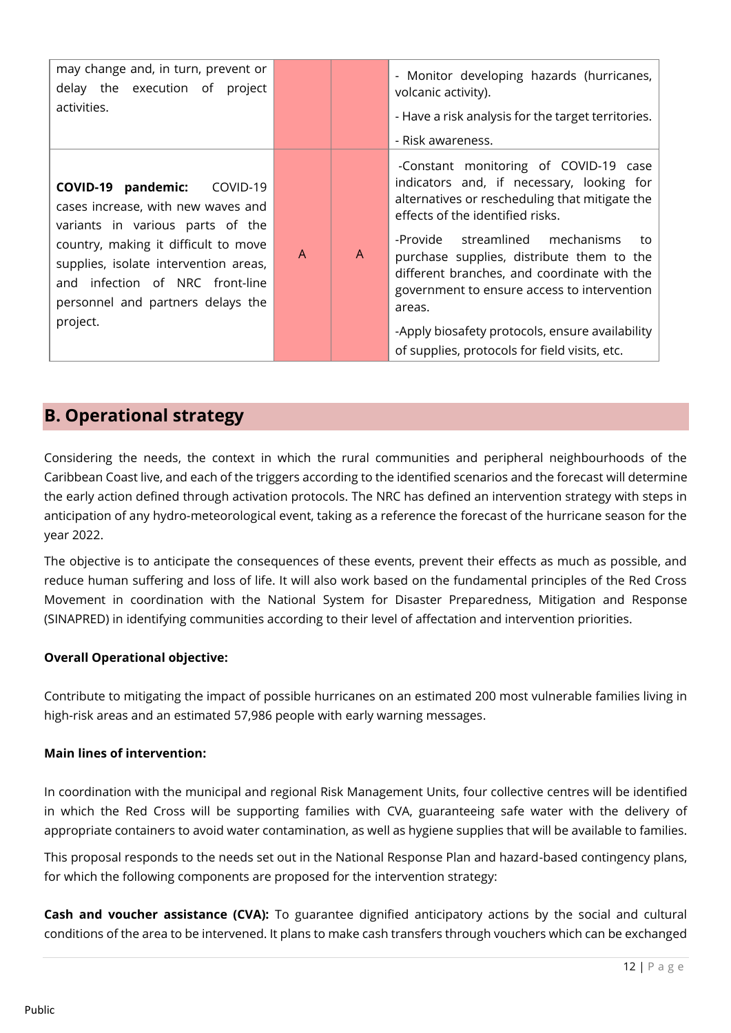| | | | |
|---|---|---|---|
| may change and, in turn, prevent or delay the execution of project activities. | | | - Monitor developing hazards (hurricanes, volcanic activity).<br>- Have a risk analysis for the target territories.<br>- Risk awareness. |
| **COVID-19 pandemic:** COVID-19 cases increase, with new waves and variants in various parts of the country, making it difficult to move supplies, isolate intervention areas, and infection of NRC front-line personnel and partners delays the project. | A | A | -Constant monitoring of COVID-19 case indicators and, if necessary, looking for alternatives or rescheduling that mitigate the effects of the identified risks.<br>-Provide streamlined mechanisms to purchase supplies, distribute them to the different branches, and coordinate with the government to ensure access to intervention areas.<br>-Apply biosafety protocols, ensure availability of supplies, protocols for field visits, etc. |

## B. Operational strategy

Considering the needs, the context in which the rural communities and peripheral neighbourhoods of the Caribbean Coast live, and each of the triggers according to the identified scenarios and the forecast will determine the early action defined through activation protocols. The NRC has defined an intervention strategy with steps in anticipation of any hydro-meteorological event, taking as a reference the forecast of the hurricane season for the year 2022.

The objective is to anticipate the consequences of these events, prevent their effects as much as possible, and reduce human suffering and loss of life. It will also work based on the fundamental principles of the Red Cross Movement in coordination with the National System for Disaster Preparedness, Mitigation and Response (SINAPRED) in identifying communities according to their level of affectation and intervention priorities.

**Overall Operational objective:**

Contribute to mitigating the impact of possible hurricanes on an estimated 200 most vulnerable families living in high-risk areas and an estimated 57,986 people with early warning messages.

**Main lines of intervention:**

In coordination with the municipal and regional Risk Management Units, four collective centres will be identified in which the Red Cross will be supporting families with CVA, guaranteeing safe water with the delivery of appropriate containers to avoid water contamination, as well as hygiene supplies that will be available to families.

This proposal responds to the needs set out in the National Response Plan and hazard-based contingency plans, for which the following components are proposed for the intervention strategy:

**Cash and voucher assistance (CVA):** To guarantee dignified anticipatory actions by the social and cultural conditions of the area to be intervened. It plans to make cash transfers through vouchers which can be exchanged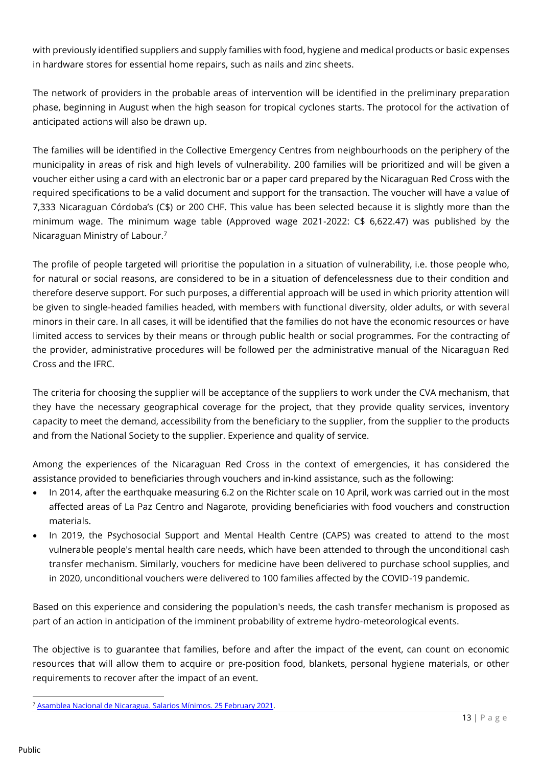with previously identified suppliers and supply families with food, hygiene and medical products or basic expenses in hardware stores for essential home repairs, such as nails and zinc sheets.

The network of providers in the probable areas of intervention will be identified in the preliminary preparation phase, beginning in August when the high season for tropical cyclones starts. The protocol for the activation of anticipated actions will also be drawn up.

The families will be identified in the Collective Emergency Centres from neighbourhoods on the periphery of the municipality in areas of risk and high levels of vulnerability. 200 families will be prioritized and will be given a voucher either using a card with an electronic bar or a paper card prepared by the Nicaraguan Red Cross with the required specifications to be a valid document and support for the transaction. The voucher will have a value of 7,333 Nicaraguan Córdoba's (C$) or 200 CHF. This value has been selected because it is slightly more than the minimum wage. The minimum wage table (Approved wage 2021-2022: C$ 6,622.47) was published by the Nicaraguan Ministry of Labour.[7]

The profile of people targeted will prioritise the population in a situation of vulnerability, i.e. those people who, for natural or social reasons, are considered to be in a situation of defencelessness due to their condition and therefore deserve support. For such purposes, a differential approach will be used in which priority attention will be given to single-headed families headed, with members with functional diversity, older adults, or with several minors in their care. In all cases, it will be identified that the families do not have the economic resources or have limited access to services by their means or through public health or social programmes. For the contracting of the provider, administrative procedures will be followed per the administrative manual of the Nicaraguan Red Cross and the IFRC.

The criteria for choosing the supplier will be acceptance of the suppliers to work under the CVA mechanism, that they have the necessary geographical coverage for the project, that they provide quality services, inventory capacity to meet the demand, accessibility from the beneficiary to the supplier, from the supplier to the products and from the National Society to the supplier. Experience and quality of service.

Among the experiences of the Nicaraguan Red Cross in the context of emergencies, it has considered the assistance provided to beneficiaries through vouchers and in-kind assistance, such as the following:

- In 2014, after the earthquake measuring 6.2 on the Richter scale on 10 April, work was carried out in the most affected areas of La Paz Centro and Nagarote, providing beneficiaries with food vouchers and construction materials.
- In 2019, the Psychosocial Support and Mental Health Centre (CAPS) was created to attend to the most vulnerable people's mental health care needs, which have been attended to through the unconditional cash transfer mechanism. Similarly, vouchers for medicine have been delivered to purchase school supplies, and in 2020, unconditional vouchers were delivered to 100 families affected by the COVID-19 pandemic.

Based on this experience and considering the population's needs, the cash transfer mechanism is proposed as part of an action in anticipation of the imminent probability of extreme hydro-meteorological events.

The objective is to guarantee that families, before and after the impact of the event, can count on economic resources that will allow them to acquire or pre-position food, blankets, personal hygiene materials, or other requirements to recover after the impact of an event.

[7] Asamblea Nacional de Nicaragua. Salarios Mínimos. 25 February 2021.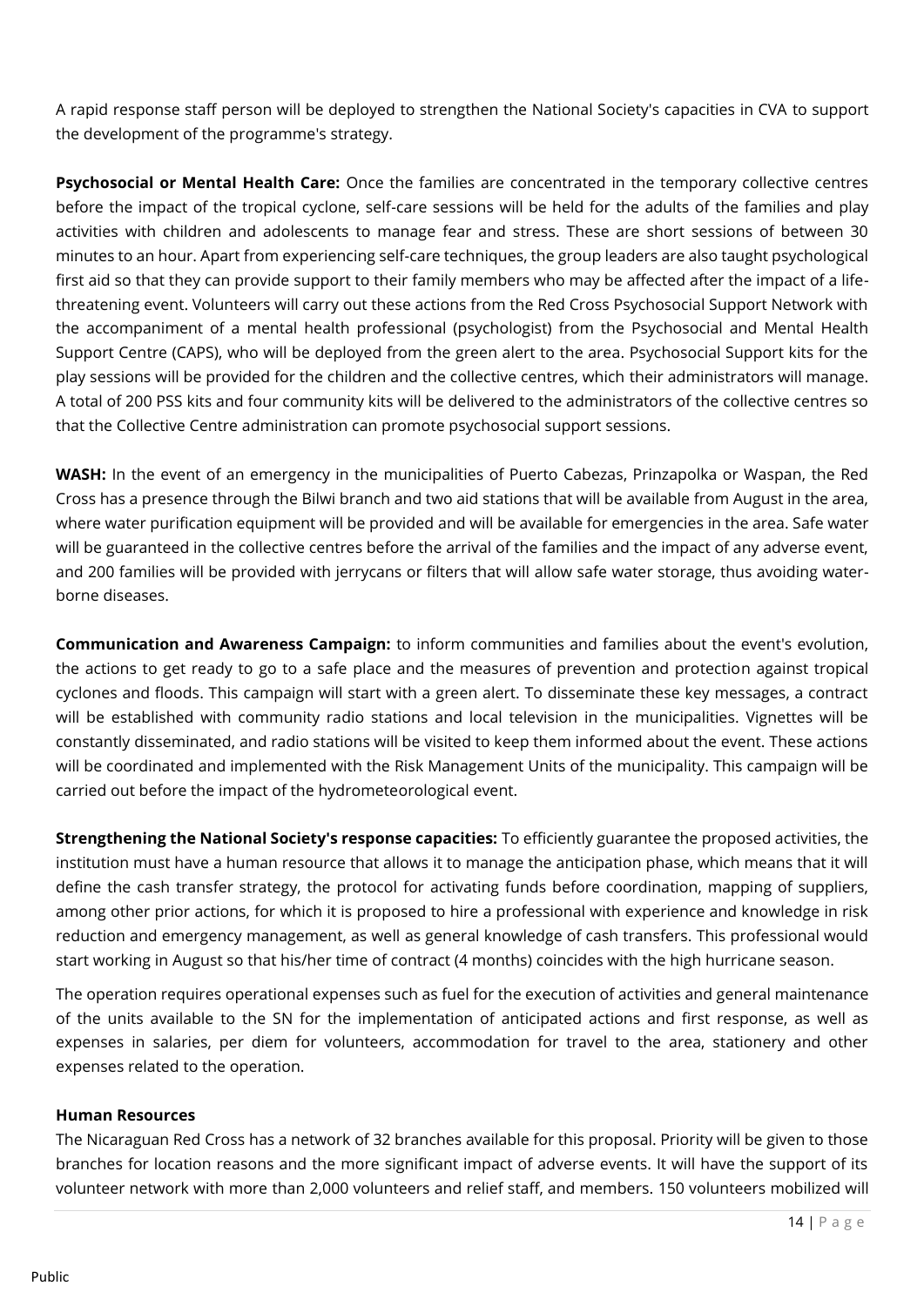A rapid response staff person will be deployed to strengthen the National Society's capacities in CVA to support the development of the programme's strategy.

**Psychosocial or Mental Health Care:** Once the families are concentrated in the temporary collective centres before the impact of the tropical cyclone, self-care sessions will be held for the adults of the families and play activities with children and adolescents to manage fear and stress. These are short sessions of between 30 minutes to an hour. Apart from experiencing self-care techniques, the group leaders are also taught psychological first aid so that they can provide support to their family members who may be affected after the impact of a life-threatening event. Volunteers will carry out these actions from the Red Cross Psychosocial Support Network with the accompaniment of a mental health professional (psychologist) from the Psychosocial and Mental Health Support Centre (CAPS), who will be deployed from the green alert to the area. Psychosocial Support kits for the play sessions will be provided for the children and the collective centres, which their administrators will manage. A total of 200 PSS kits and four community kits will be delivered to the administrators of the collective centres so that the Collective Centre administration can promote psychosocial support sessions.

**WASH:** In the event of an emergency in the municipalities of Puerto Cabezas, Prinzapolka or Waspan, the Red Cross has a presence through the Bilwi branch and two aid stations that will be available from August in the area, where water purification equipment will be provided and will be available for emergencies in the area. Safe water will be guaranteed in the collective centres before the arrival of the families and the impact of any adverse event, and 200 families will be provided with jerrycans or filters that will allow safe water storage, thus avoiding water-borne diseases.

**Communication and Awareness Campaign:** to inform communities and families about the event's evolution, the actions to get ready to go to a safe place and the measures of prevention and protection against tropical cyclones and floods. This campaign will start with a green alert. To disseminate these key messages, a contract will be established with community radio stations and local television in the municipalities. Vignettes will be constantly disseminated, and radio stations will be visited to keep them informed about the event. These actions will be coordinated and implemented with the Risk Management Units of the municipality. This campaign will be carried out before the impact of the hydrometeorological event.

**Strengthening the National Society's response capacities:** To efficiently guarantee the proposed activities, the institution must have a human resource that allows it to manage the anticipation phase, which means that it will define the cash transfer strategy, the protocol for activating funds before coordination, mapping of suppliers, among other prior actions, for which it is proposed to hire a professional with experience and knowledge in risk reduction and emergency management, as well as general knowledge of cash transfers. This professional would start working in August so that his/her time of contract (4 months) coincides with the high hurricane season.

The operation requires operational expenses such as fuel for the execution of activities and general maintenance of the units available to the SN for the implementation of anticipated actions and first response, as well as expenses in salaries, per diem for volunteers, accommodation for travel to the area, stationery and other expenses related to the operation.

**Human Resources**

The Nicaraguan Red Cross has a network of 32 branches available for this proposal. Priority will be given to those branches for location reasons and the more significant impact of adverse events. It will have the support of its volunteer network with more than 2,000 volunteers and relief staff, and members. 150 volunteers mobilized will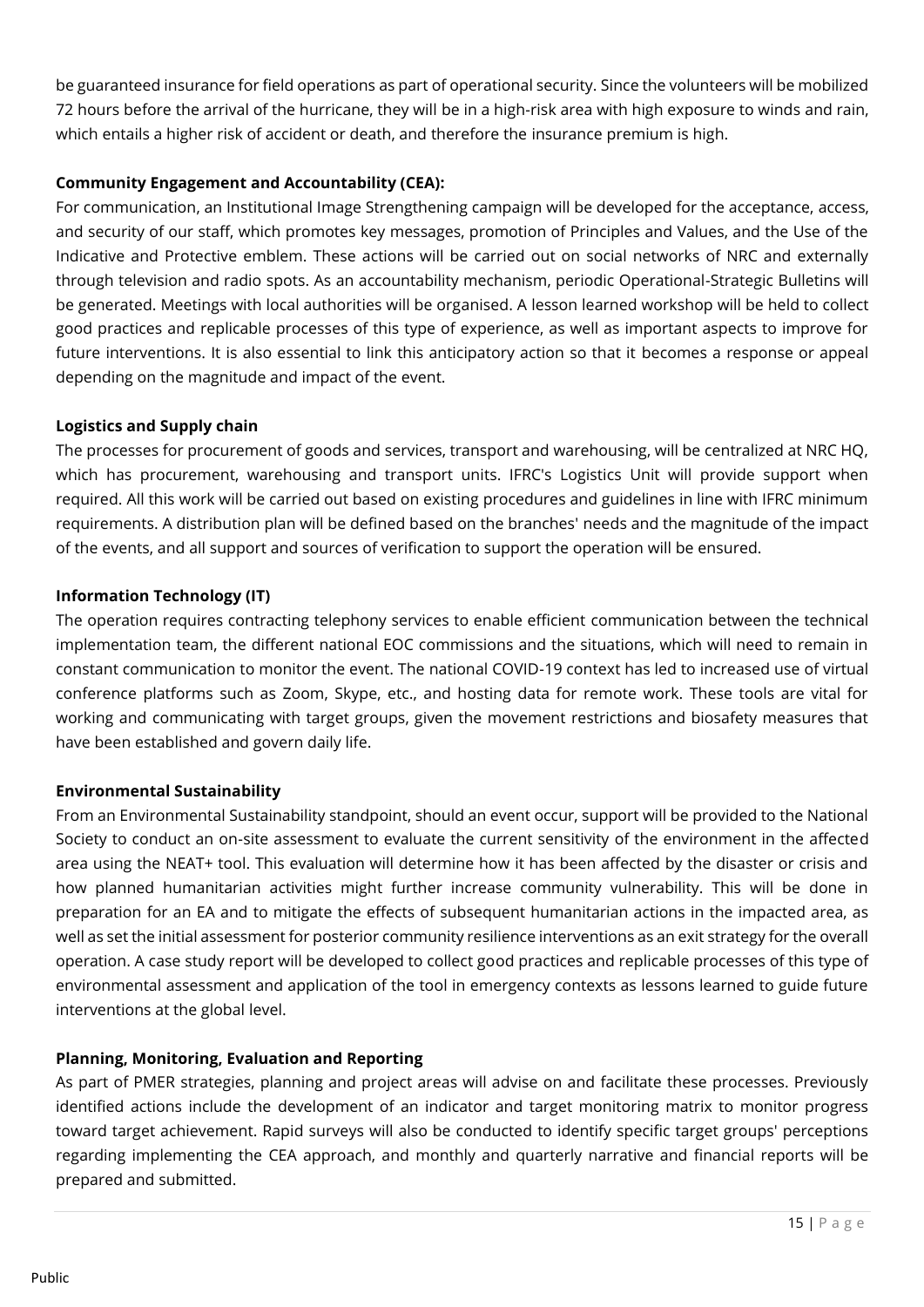be guaranteed insurance for field operations as part of operational security. Since the volunteers will be mobilized 72 hours before the arrival of the hurricane, they will be in a high-risk area with high exposure to winds and rain, which entails a higher risk of accident or death, and therefore the insurance premium is high.

**Community Engagement and Accountability (CEA):**

For communication, an Institutional Image Strengthening campaign will be developed for the acceptance, access, and security of our staff, which promotes key messages, promotion of Principles and Values, and the Use of the Indicative and Protective emblem. These actions will be carried out on social networks of NRC and externally through television and radio spots. As an accountability mechanism, periodic Operational-Strategic Bulletins will be generated. Meetings with local authorities will be organised. A lesson learned workshop will be held to collect good practices and replicable processes of this type of experience, as well as important aspects to improve for future interventions. It is also essential to link this anticipatory action so that it becomes a response or appeal depending on the magnitude and impact of the event.

**Logistics and Supply chain**

The processes for procurement of goods and services, transport and warehousing, will be centralized at NRC HQ, which has procurement, warehousing and transport units. IFRC's Logistics Unit will provide support when required. All this work will be carried out based on existing procedures and guidelines in line with IFRC minimum requirements. A distribution plan will be defined based on the branches' needs and the magnitude of the impact of the events, and all support and sources of verification to support the operation will be ensured.

**Information Technology (IT)**

The operation requires contracting telephony services to enable efficient communication between the technical implementation team, the different national EOC commissions and the situations, which will need to remain in constant communication to monitor the event. The national COVID-19 context has led to increased use of virtual conference platforms such as Zoom, Skype, etc., and hosting data for remote work. These tools are vital for working and communicating with target groups, given the movement restrictions and biosafety measures that have been established and govern daily life.

**Environmental Sustainability**

From an Environmental Sustainability standpoint, should an event occur, support will be provided to the National Society to conduct an on-site assessment to evaluate the current sensitivity of the environment in the affected area using the NEAT+ tool. This evaluation will determine how it has been affected by the disaster or crisis and how planned humanitarian activities might further increase community vulnerability. This will be done in preparation for an EA and to mitigate the effects of subsequent humanitarian actions in the impacted area, as well as set the initial assessment for posterior community resilience interventions as an exit strategy for the overall operation. A case study report will be developed to collect good practices and replicable processes of this type of environmental assessment and application of the tool in emergency contexts as lessons learned to guide future interventions at the global level.

**Planning, Monitoring, Evaluation and Reporting**

As part of PMER strategies, planning and project areas will advise on and facilitate these processes. Previously identified actions include the development of an indicator and target monitoring matrix to monitor progress toward target achievement. Rapid surveys will also be conducted to identify specific target groups' perceptions regarding implementing the CEA approach, and monthly and quarterly narrative and financial reports will be prepared and submitted.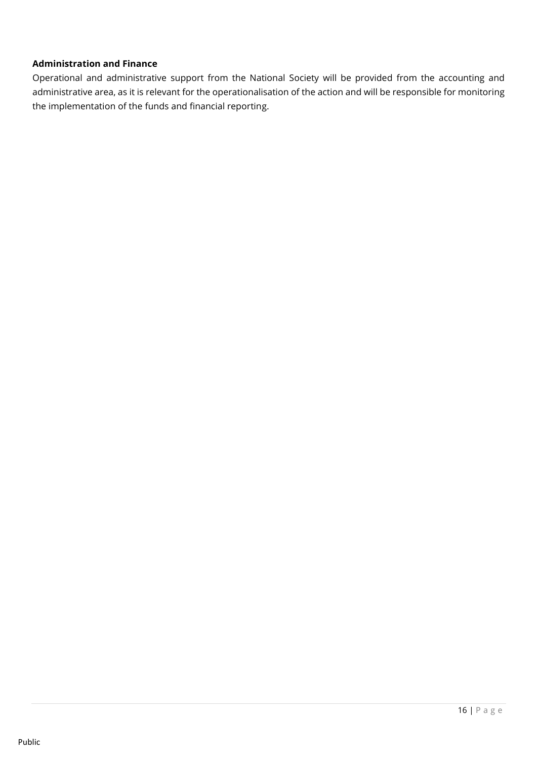**Administration and Finance**

Operational and administrative support from the National Society will be provided from the accounting and administrative area, as it is relevant for the operationalisation of the action and will be responsible for monitoring the implementation of the funds and financial reporting.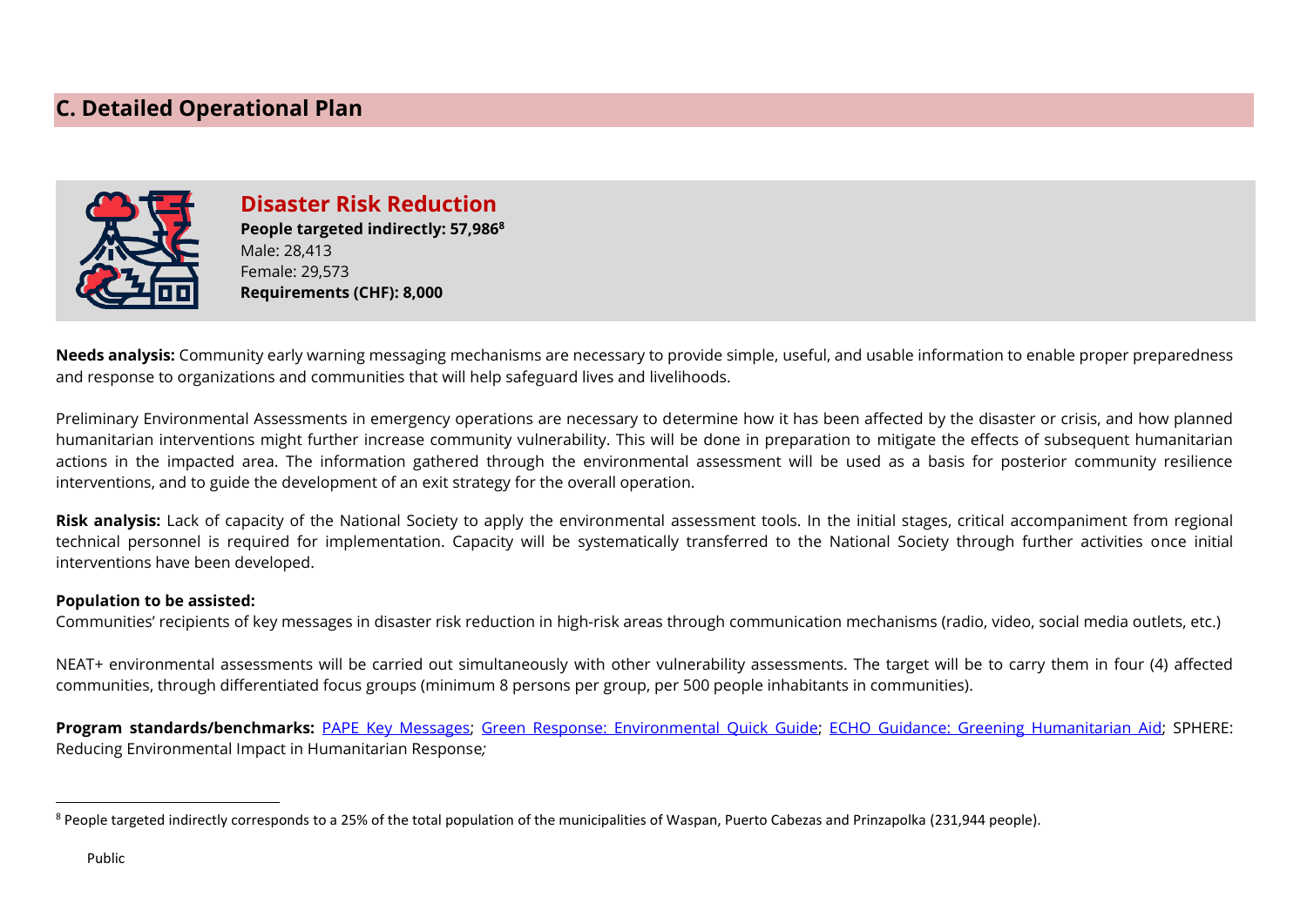## C. Detailed Operational Plan

### Disaster Risk Reduction

**People targeted indirectly: 57,986**[8]
Male: 28,413
Female: 29,573
**Requirements (CHF): 8,000**

**Needs analysis:** Community early warning messaging mechanisms are necessary to provide simple, useful, and usable information to enable proper preparedness and response to organizations and communities that will help safeguard lives and livelihoods.

Preliminary Environmental Assessments in emergency operations are necessary to determine how it has been affected by the disaster or crisis, and how planned humanitarian interventions might further increase community vulnerability. This will be done in preparation to mitigate the effects of subsequent humanitarian actions in the impacted area. The information gathered through the environmental assessment will be used as a basis for posterior community resilience interventions, and to guide the development of an exit strategy for the overall operation.

**Risk analysis:** Lack of capacity of the National Society to apply the environmental assessment tools. In the initial stages, critical accompaniment from regional technical personnel is required for implementation. Capacity will be systematically transferred to the National Society through further activities once initial interventions have been developed.

**Population to be assisted:**
Communities' recipients of key messages in disaster risk reduction in high-risk areas through communication mechanisms (radio, video, social media outlets, etc.)

NEAT+ environmental assessments will be carried out simultaneously with other vulnerability assessments. The target will be to carry them in four (4) affected communities, through differentiated focus groups (minimum 8 persons per group, per 500 people inhabitants in communities).

**Program standards/benchmarks:** PAPE Key Messages; Green Response: Environmental Quick Guide; ECHO Guidance: Greening Humanitarian Aid; SPHERE: Reducing Environmental Impact in Humanitarian Response*;*

---

[8] People targeted indirectly corresponds to a 25% of the total population of the municipalities of Waspan, Puerto Cabezas and Prinzapolka (231,944 people).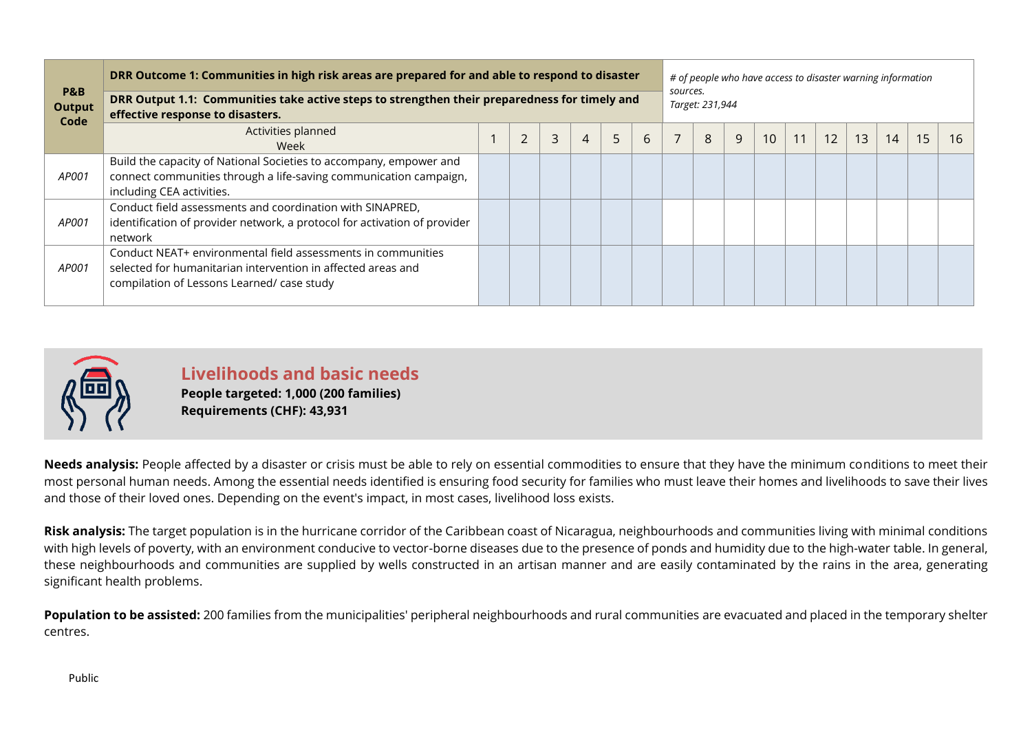| P&B Output Code | DRR Outcome 1: Communities in high risk areas are prepared for and able to respond to disaster | | | | | | | # of people who have access to disaster warning information sources. Target: 231,944 | | | | | | | | | |
|---|---|---|---|---|---|---|---|---|---|---|---|---|---|---|---|---|---|
| | **DRR Output 1.1: Communities take active steps to strengthen their preparedness for timely and effective response to disasters.** | | | | | | | | | | | | | | | | |
| | Activities planned Week | 1 | 2 | 3 | 4 | 5 | 6 | 7 | 8 | 9 | 10 | 11 | 12 | 13 | 14 | 15 | 16 |
| *AP001* | Build the capacity of National Societies to accompany, empower and connect communities through a life-saving communication campaign, including CEA activities. | | | | | | | | | | | | | | | | |
| *AP001* | Conduct field assessments and coordination with SINAPRED, identification of provider network, a protocol for activation of provider network | | | | | | | | | | | | | | | | |
| *AP001* | Conduct NEAT+ environmental field assessments in communities selected for humanitarian intervention in affected areas and compilation of Lessons Learned/ case study | | | | | | | | | | | | | | | | |

## Livelihoods and basic needs

**People targeted: 1,000 (200 families)**
**Requirements (CHF): 43,931**

**Needs analysis:** People affected by a disaster or crisis must be able to rely on essential commodities to ensure that they have the minimum conditions to meet their most personal human needs. Among the essential needs identified is ensuring food security for families who must leave their homes and livelihoods to save their lives and those of their loved ones. Depending on the event's impact, in most cases, livelihood loss exists.

**Risk analysis:** The target population is in the hurricane corridor of the Caribbean coast of Nicaragua, neighbourhoods and communities living with minimal conditions with high levels of poverty, with an environment conducive to vector-borne diseases due to the presence of ponds and humidity due to the high-water table. In general, these neighbourhoods and communities are supplied by wells constructed in an artisan manner and are easily contaminated by the rains in the area, generating significant health problems.

**Population to be assisted:** 200 families from the municipalities' peripheral neighbourhoods and rural communities are evacuated and placed in the temporary shelter centres.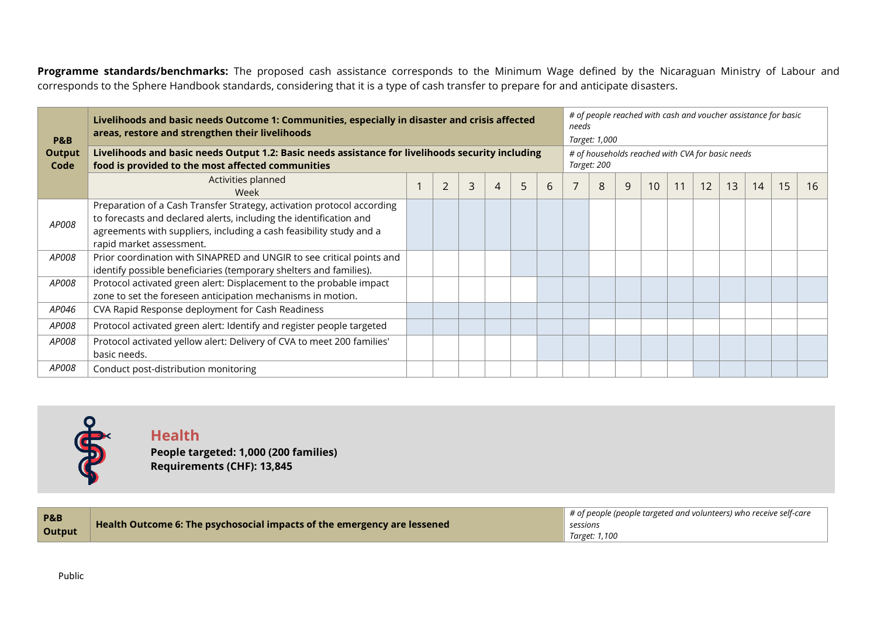**Programme standards/benchmarks:** The proposed cash assistance corresponds to the Minimum Wage defined by the Nicaraguan Ministry of Labour and corresponds to the Sphere Handbook standards, considering that it is a type of cash transfer to prepare for and anticipate disasters.

| P&B Output Code | Livelihoods and basic needs Outcome 1: Communities, especially in disaster and crisis affected areas, restore and strengthen their livelihoods | | | | | | | *# of people reached with cash and voucher assistance for basic needs Target: 1,000* | | | | | | | | | |
|---|---|---|---|---|---|---|---|---|---|---|---|---|---|---|---|---|---|
| | **Livelihoods and basic needs Output 1.2: Basic needs assistance for livelihoods security including food is provided to the most affected communities** | | | | | | | *# of households reached with CVA for basic needs Target: 200* | | | | | | | | | |
| | Activities planned / Week | 1 | 2 | 3 | 4 | 5 | 6 | 7 | 8 | 9 | 10 | 11 | 12 | 13 | 14 | 15 | 16 |
| *AP008* | Preparation of a Cash Transfer Strategy, activation protocol according to forecasts and declared alerts, including the identification and agreements with suppliers, including a cash feasibility study and a rapid market assessment. | | | | | | | | | | | | | | | | |
| *AP008* | Prior coordination with SINAPRED and UNGIR to see critical points and identify possible beneficiaries (temporary shelters and families). | | | | | | | | | | | | | | | | |
| *AP008* | Protocol activated green alert: Displacement to the probable impact zone to set the foreseen anticipation mechanisms in motion. | | | | | | | | | | | | | | | | |
| *AP046* | CVA Rapid Response deployment for Cash Readiness | | | | | | | | | | | | | | | | |
| *AP008* | Protocol activated green alert: Identify and register people targeted | | | | | | | | | | | | | | | | |
| *AP008* | Protocol activated yellow alert: Delivery of CVA to meet 200 families' basic needs. | | | | | | | | | | | | | | | | |
| *AP008* | Conduct post-distribution monitoring | | | | | | | | | | | | | | | | |

## Health

**People targeted: 1,000 (200 families)**
**Requirements (CHF): 13,845**

| P&B Output | Health Outcome 6: The psychosocial impacts of the emergency are lessened | *# of people (people targeted and volunteers) who receive self-care sessions Target: 1,100* |
|---|---|---|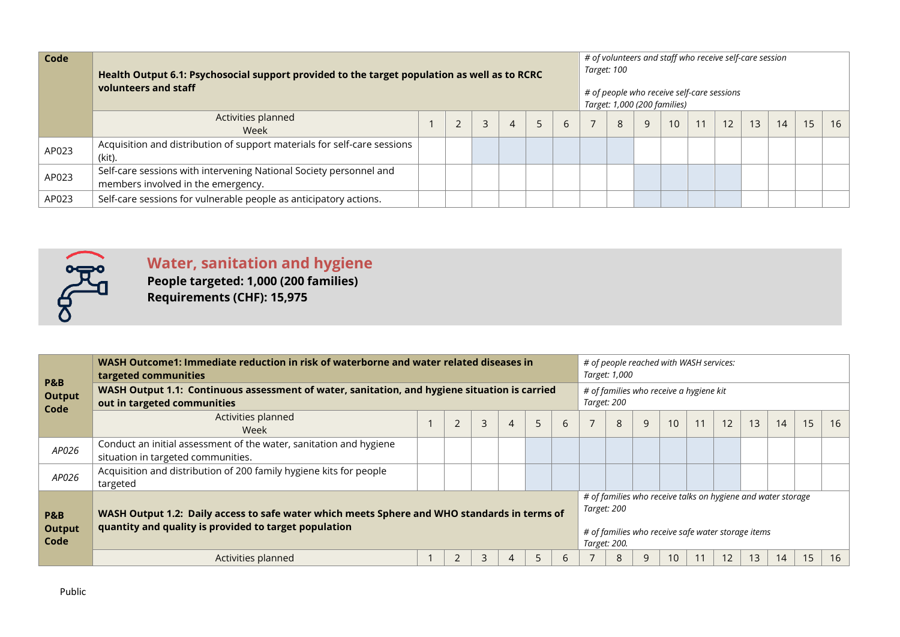| Code | Health Output 6.1: Psychosocial support provided to the target population as well as to RCRC volunteers and staff | | | | | | | *# of volunteers and staff who receive self-care session Target: 100* *# of people who receive self-care sessions Target: 1,000 (200 families)* | | | | | | | | | |
|---|---|---|---|---|---|---|---|---|---|---|---|---|---|---|---|---|---|
| | Activities planned Week | 1 | 2 | 3 | 4 | 5 | 6 | 7 | 8 | 9 | 10 | 11 | 12 | 13 | 14 | 15 | 16 |
| AP023 | Acquisition and distribution of support materials for self-care sessions (kit). | | | | | | | | | | | | | | | | |
| AP023 | Self-care sessions with intervening National Society personnel and members involved in the emergency. | | | | | | | | | | | | | | | | |
| AP023 | Self-care sessions for vulnerable people as anticipatory actions. | | | | | | | | | | | | | | | | |

## Water, sanitation and hygiene

**People targeted: 1,000 (200 families)**
**Requirements (CHF): 15,975**

| P&B Output Code | WASH Outcome1: Immediate reduction in risk of waterborne and water related diseases in targeted communities | | | | | | | *# of people reached with WASH services: Target: 1,000* | | | | | | | | | |
|---|---|---|---|---|---|---|---|---|---|---|---|---|---|---|---|---|---|
| | **WASH Output 1.1: Continuous assessment of water, sanitation, and hygiene situation is carried out in targeted communities** | | | | | | | *# of families who receive a hygiene kit Target: 200* | | | | | | | | | |
| | Activities planned Week | 1 | 2 | 3 | 4 | 5 | 6 | 7 | 8 | 9 | 10 | 11 | 12 | 13 | 14 | 15 | 16 |
| *AP026* | Conduct an initial assessment of the water, sanitation and hygiene situation in targeted communities. | | | | | | | | | | | | | | | | |
| *AP026* | Acquisition and distribution of 200 family hygiene kits for people targeted | | | | | | | | | | | | | | | | |
| **P&B Output Code** | **WASH Output 1.2: Daily access to safe water which meets Sphere and WHO standards in terms of quantity and quality is provided to target population** | | | | | | | *# of families who receive talks on hygiene and water storage Target: 200* *# of families who receive safe water storage items Target: 200.* | | | | | | | | | |
| | Activities planned | 1 | 2 | 3 | 4 | 5 | 6 | 7 | 8 | 9 | 10 | 11 | 12 | 13 | 14 | 15 | 16 |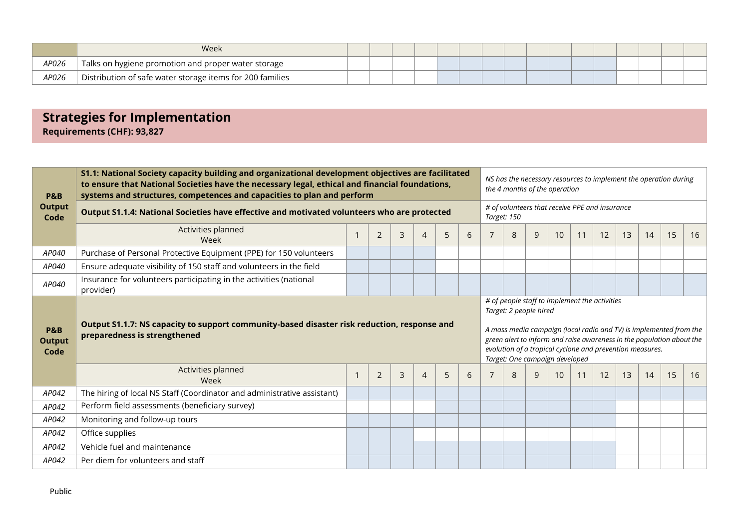| | Week | | | | | | | | | | | | | | | | |
|---|---|---|---|---|---|---|---|---|---|---|---|---|---|---|---|---|---|
| AP026 | Talks on hygiene promotion and proper water storage | | | | | | | | | | | | | | | | |
| AP026 | Distribution of safe water storage items for 200 families | | | | | | | | | | | | | | | | |

## Strategies for Implementation

**Requirements (CHF): 93,827**

| P&B Output Code | **S1.1: National Society capacity building and organizational development objectives are facilitated to ensure that National Societies have the necessary legal, ethical and financial foundations, systems and structures, competences and capacities to plan and perform** | | | | | | | *NS has the necessary resources to implement the operation during the 4 months of the operation* | | | | | | | | | |
|---|---|---|---|---|---|---|---|---|---|---|---|---|---|---|---|---|---|
| | **Output S1.1.4: National Societies have effective and motivated volunteers who are protected** | | | | | | | *# of volunteers that receive PPE and insurance Target: 150* | | | | | | | | | |
| | Activities planned Week | 1 | 2 | 3 | 4 | 5 | 6 | 7 | 8 | 9 | 10 | 11 | 12 | 13 | 14 | 15 | 16 |
| AP040 | Purchase of Personal Protective Equipment (PPE) for 150 volunteers | | | | | | | | | | | | | | | | |
| AP040 | Ensure adequate visibility of 150 staff and volunteers in the field | | | | | | | | | | | | | | | | |
| AP040 | Insurance for volunteers participating in the activities (national provider) | | | | | | | | | | | | | | | | |
| P&B Output Code | **Output S1.1.7: NS capacity to support community-based disaster risk reduction, response and preparedness is strengthened** | | | | | | | *# of people staff to implement the activities Target: 2 people hired A mass media campaign (local radio and TV) is implemented from the green alert to inform and raise awareness in the population about the evolution of a tropical cyclone and prevention measures. Target: One campaign developed* | | | | | | | | | |
| | Activities planned Week | 1 | 2 | 3 | 4 | 5 | 6 | 7 | 8 | 9 | 10 | 11 | 12 | 13 | 14 | 15 | 16 |
| AP042 | The hiring of local NS Staff (Coordinator and administrative assistant) | | | | | | | | | | | | | | | | |
| AP042 | Perform field assessments (beneficiary survey) | | | | | | | | | | | | | | | | |
| AP042 | Monitoring and follow-up tours | | | | | | | | | | | | | | | | |
| AP042 | Office supplies | | | | | | | | | | | | | | | | |
| AP042 | Vehicle fuel and maintenance | | | | | | | | | | | | | | | | |
| AP042 | Per diem for volunteers and staff | | | | | | | | | | | | | | | | |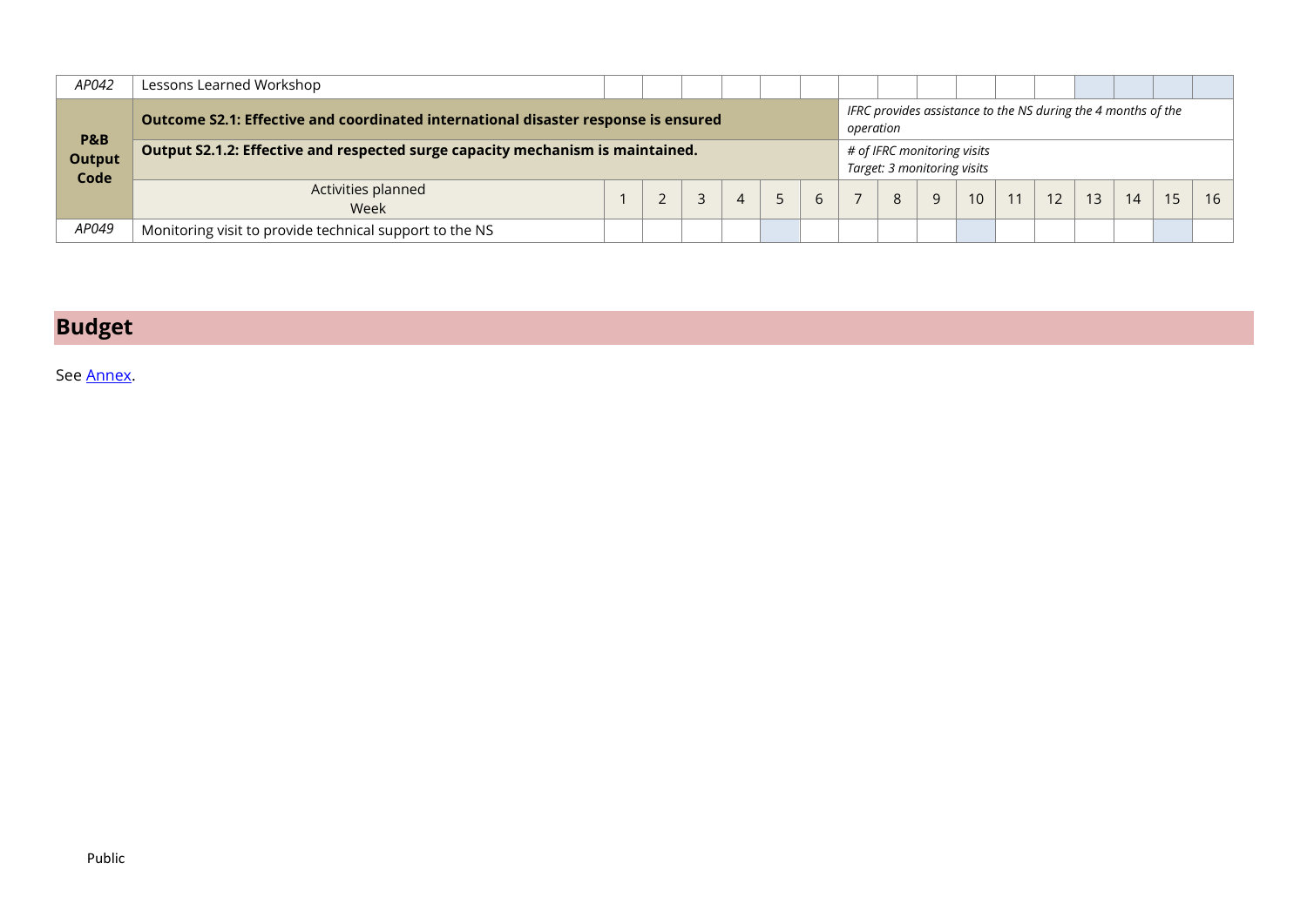| AP042 | Lessons Learned Workshop | | | | | | | | | | | | | | | | |
|---|---|---|---|---|---|---|---|---|---|---|---|---|---|---|---|---|---|
| **P&B Output Code** | **Outcome S2.1: Effective and coordinated international disaster response is ensured** | | | | | | | *IFRC provides assistance to the NS during the 4 months of the operation* | | | | | | | | | |
| | **Output S2.1.2: Effective and respected surge capacity mechanism is maintained.** | | | | | | | *# of IFRC monitoring visits Target: 3 monitoring visits* | | | | | | | | | |
| | Activities planned Week | 1 | 2 | 3 | 4 | 5 | 6 | 7 | 8 | 9 | 10 | 11 | 12 | 13 | 14 | 15 | 16 |
| AP049 | Monitoring visit to provide technical support to the NS | | | | | | | | | | | | | | | | |

# Budget

See Annex.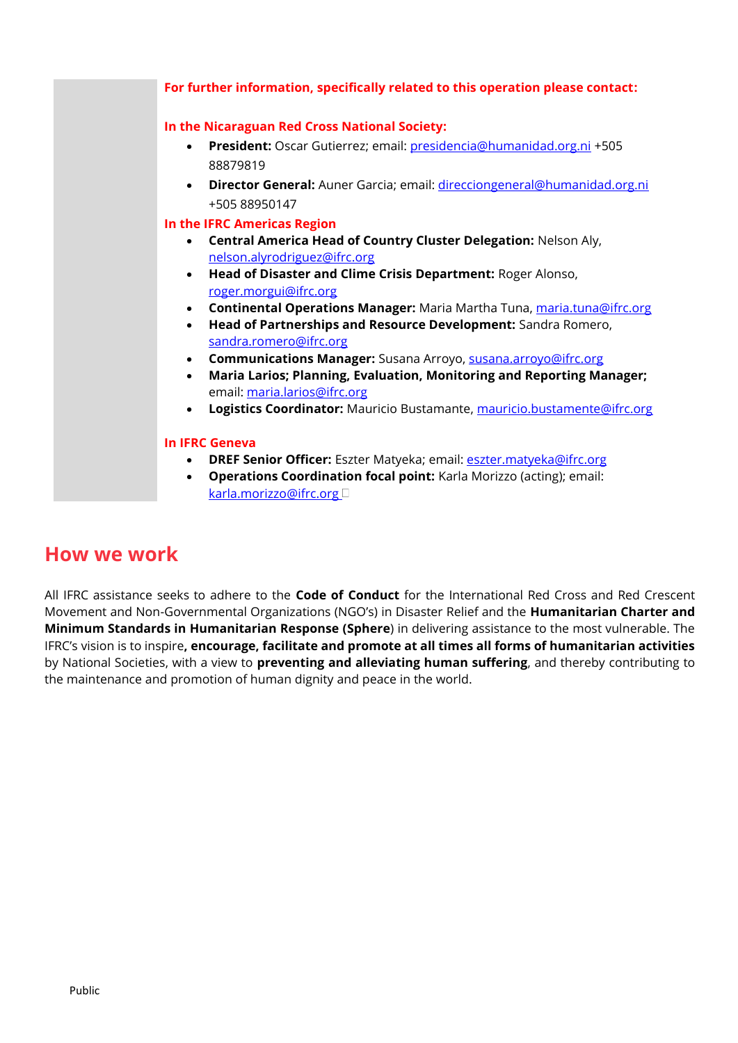**For further information, specifically related to this operation please contact:**

**In the Nicaraguan Red Cross National Society:**

- **President:** Oscar Gutierrez; email: presidencia@humanidad.org.ni +505 88879819
- **Director General:** Auner Garcia; email: direcciongeneral@humanidad.org.ni +505 88950147

**In the IFRC Americas Region**

- **Central America Head of Country Cluster Delegation:** Nelson Aly, nelson.alyrodriguez@ifrc.org
- **Head of Disaster and Clime Crisis Department:** Roger Alonso, roger.morgui@ifrc.org
- **Continental Operations Manager:** Maria Martha Tuna, maria.tuna@ifrc.org
- **Head of Partnerships and Resource Development:** Sandra Romero, sandra.romero@ifrc.org
- **Communications Manager:** Susana Arroyo, susana.arroyo@ifrc.org
- **Maria Larios; Planning, Evaluation, Monitoring and Reporting Manager;** email: maria.larios@ifrc.org
- **Logistics Coordinator:** Mauricio Bustamante, mauricio.bustamente@ifrc.org

**In IFRC Geneva**

- **DREF Senior Officer:** Eszter Matyeka; email: eszter.matyeka@ifrc.org
- **Operations Coordination focal point:** Karla Morizzo (acting); email: karla.morizzo@ifrc.org

## How we work

All IFRC assistance seeks to adhere to the **Code of Conduct** for the International Red Cross and Red Crescent Movement and Non-Governmental Organizations (NGO's) in Disaster Relief and the **Humanitarian Charter and Minimum Standards in Humanitarian Response (Sphere**) in delivering assistance to the most vulnerable. The IFRC's vision is to inspire**, encourage, facilitate and promote at all times all forms of humanitarian activities** by National Societies, with a view to **preventing and alleviating human suffering**, and thereby contributing to the maintenance and promotion of human dignity and peace in the world.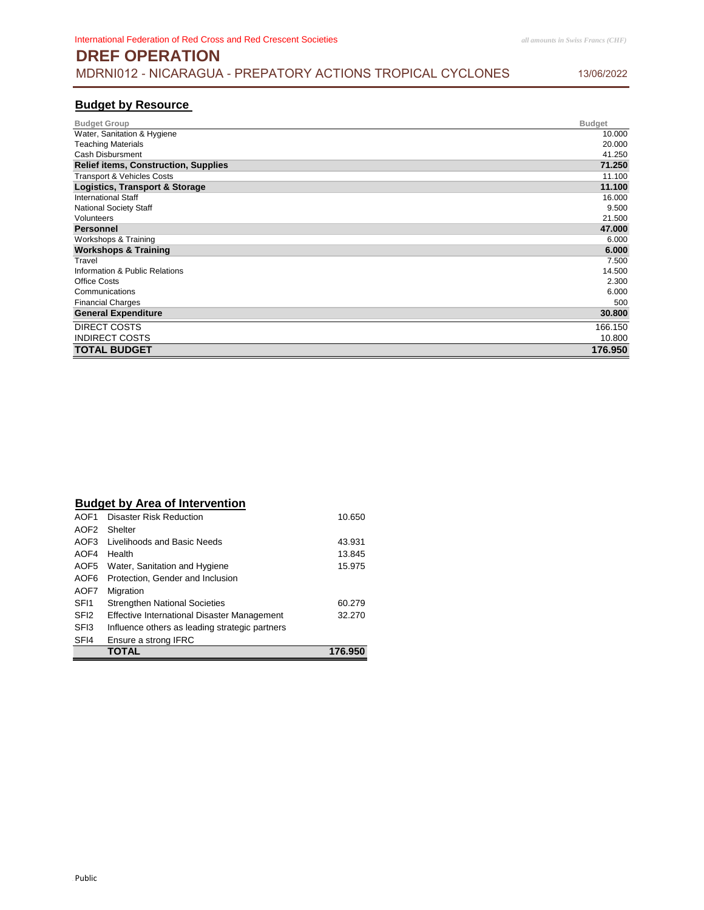International Federation of Red Cross and Red Crescent Societies

*all amounts in Swiss Francs (CHF)*

# DREF OPERATION

MDRNI012 - NICARAGUA - PREPATORY ACTIONS TROPICAL CYCLONES

13/06/2022

## Budget by Resource

| Budget Group | Budget |
|---|---|
| Water, Sanitation & Hygiene | 10.000 |
| Teaching Materials | 20.000 |
| Cash Disbursment | 41.250 |
| **Relief items, Construction, Supplies** | **71.250** |
| Transport & Vehicles Costs | 11.100 |
| **Logistics, Transport & Storage** | **11.100** |
| International Staff | 16.000 |
| National Society Staff | 9.500 |
| Volunteers | 21.500 |
| **Personnel** | **47.000** |
| Workshops & Training | 6.000 |
| **Workshops & Training** | **6.000** |
| Travel | 7.500 |
| Information & Public Relations | 14.500 |
| Office Costs | 2.300 |
| Communications | 6.000 |
| Financial Charges | 500 |
| **General Expenditure** | **30.800** |
| DIRECT COSTS | 166.150 |
| INDIRECT COSTS | 10.800 |
| **TOTAL BUDGET** | **176.950** |

## Budget by Area of Intervention

| | | |
|---|---|---|
| AOF1 | Disaster Risk Reduction | 10.650 |
| AOF2 | Shelter | |
| AOF3 | Livelihoods and Basic Needs | 43.931 |
| AOF4 | Health | 13.845 |
| AOF5 | Water, Sanitation and Hygiene | 15.975 |
| AOF6 | Protection, Gender and Inclusion | |
| AOF7 | Migration | |
| SFI1 | Strengthen National Societies | 60.279 |
| SFI2 | Effective International Disaster Management | 32.270 |
| SFI3 | Influence others as leading strategic partners | |
| SFI4 | Ensure a strong IFRC | |
| | **TOTAL** | **176.950** |

Public